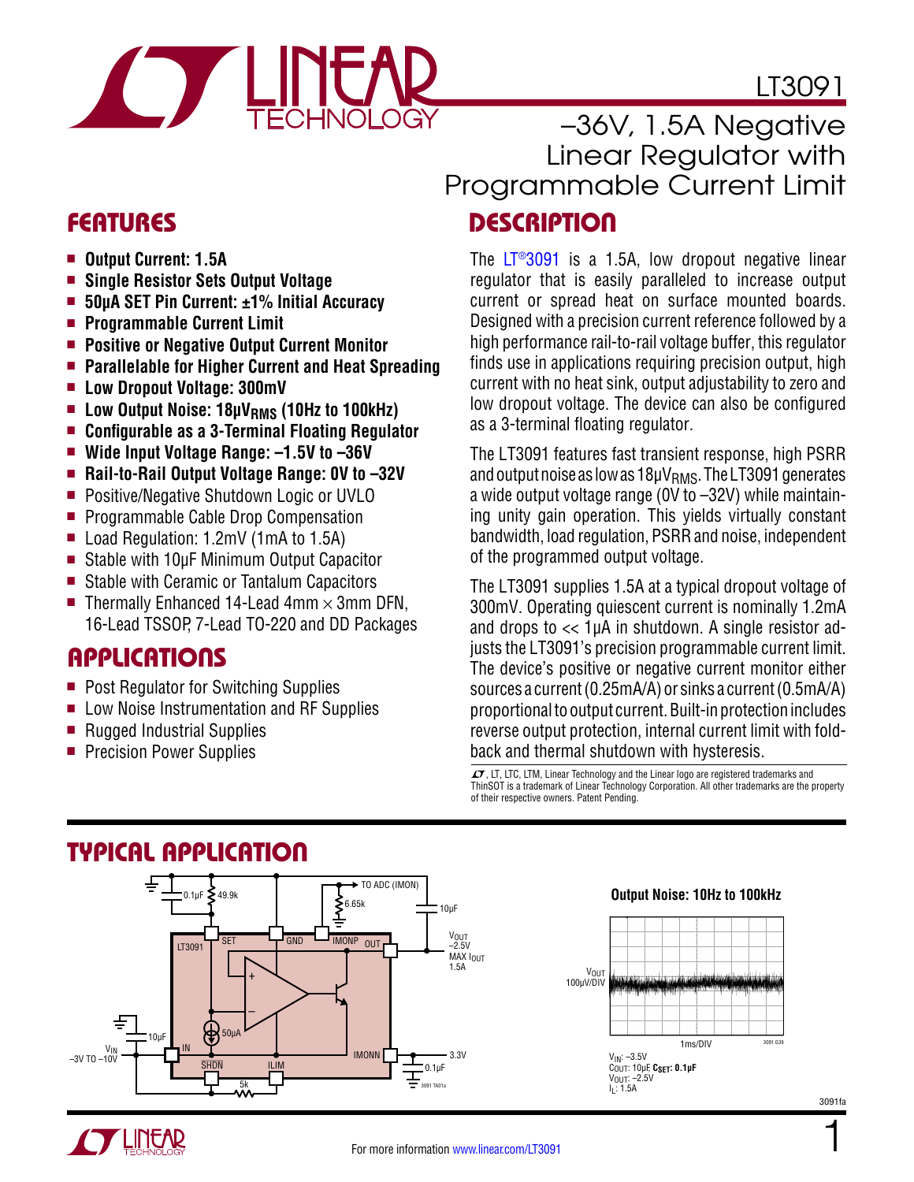# LT3091

## –36V, 1.5A Negative Linear Regulator with Programmable Current Limit

## FEATURES

- **Output Current: 1.5A**
- **Single Resistor Sets Output Voltage**
- **50µA SET Pin Current: ±1% Initial Accuracy**
- **Programmable Current Limit**
- **Positive or Negative Output Current Monitor**
- **Parallelable for Higher Current and Heat Spreading**
- **Low Dropout Voltage: 300mV**
- **Low Output Noise: 18µV$_{RMS}$ (10Hz to 100kHz)**
- **Configurable as a 3-Terminal Floating Regulator**
- **Wide Input Voltage Range: –1.5V to –36V**
- **Rail-to-Rail Output Voltage Range: 0V to –32V**
- Positive/Negative Shutdown Logic or UVLO
- Programmable Cable Drop Compensation
- Load Regulation: 1.2mV (1mA to 1.5A)
- Stable with 10µF Minimum Output Capacitor
- Stable with Ceramic or Tantalum Capacitors
- Thermally Enhanced 14-Lead 4mm × 3mm DFN, 16-Lead TSSOP, 7-Lead TO-220 and DD Packages

## APPLICATIONS

- Post Regulator for Switching Supplies
- Low Noise Instrumentation and RF Supplies
- Rugged Industrial Supplies
- Precision Power Supplies

## DESCRIPTION

The LT®3091 is a 1.5A, low dropout negative linear regulator that is easily paralleled to increase output current or spread heat on surface mounted boards. Designed with a precision current reference followed by a high performance rail-to-rail voltage buffer, this regulator finds use in applications requiring precision output, high current with no heat sink, output adjustability to zero and low dropout voltage. The device can also be configured as a 3-terminal floating regulator.

The LT3091 features fast transient response, high PSRR and output noise as low as 18µV$_{RMS}$. The LT3091 generates a wide output voltage range (0V to –32V) while maintaining unity gain operation. This yields virtually constant bandwidth, load regulation, PSRR and noise, independent of the programmed output voltage.

The LT3091 supplies 1.5A at a typical dropout voltage of 300mV. Operating quiescent current is nominally 1.2mA and drops to << 1µA in shutdown. A single resistor adjusts the LT3091's precision programmable current limit. The device's positive or negative current monitor either sources a current (0.25mA/A) or sinks a current (0.5mA/A) proportional to output current. Built-in protection includes reverse output protection, internal current limit with foldback and thermal shutdown with hysteresis.

LT, LTC, LTM, Linear Technology and the Linear logo are registered trademarks and ThinSOT is a trademark of Linear Technology Corporation. All other trademarks are the property of their respective owners. Patent Pending.

## TYPICAL APPLICATION

0.1µF
49.9k
TO ADC (IMON)
6.65k
10µF
LT3091
SET
GND
IMONP
OUT
V$_{OUT}$
–2.5V
MAX I$_{OUT}$
1.5A
50µA
10µF
V$_{IN}$
–3V TO –10V
IN
SHDN
ILIM
IMONN
3.3V
0.1µF
5k
3091 TA01a

**Output Noise: 10Hz to 100kHz**

V$_{OUT}$
100µV/DIV
1ms/DIV
3091 G39
V$_{IN}$: –3.5V
C$_{OUT}$: 10µF, **C$_{SET}$: 0.1µF**
V$_{OUT}$: –2.5V
I$_L$: 1.5A

For more information www.linear.com/LT3091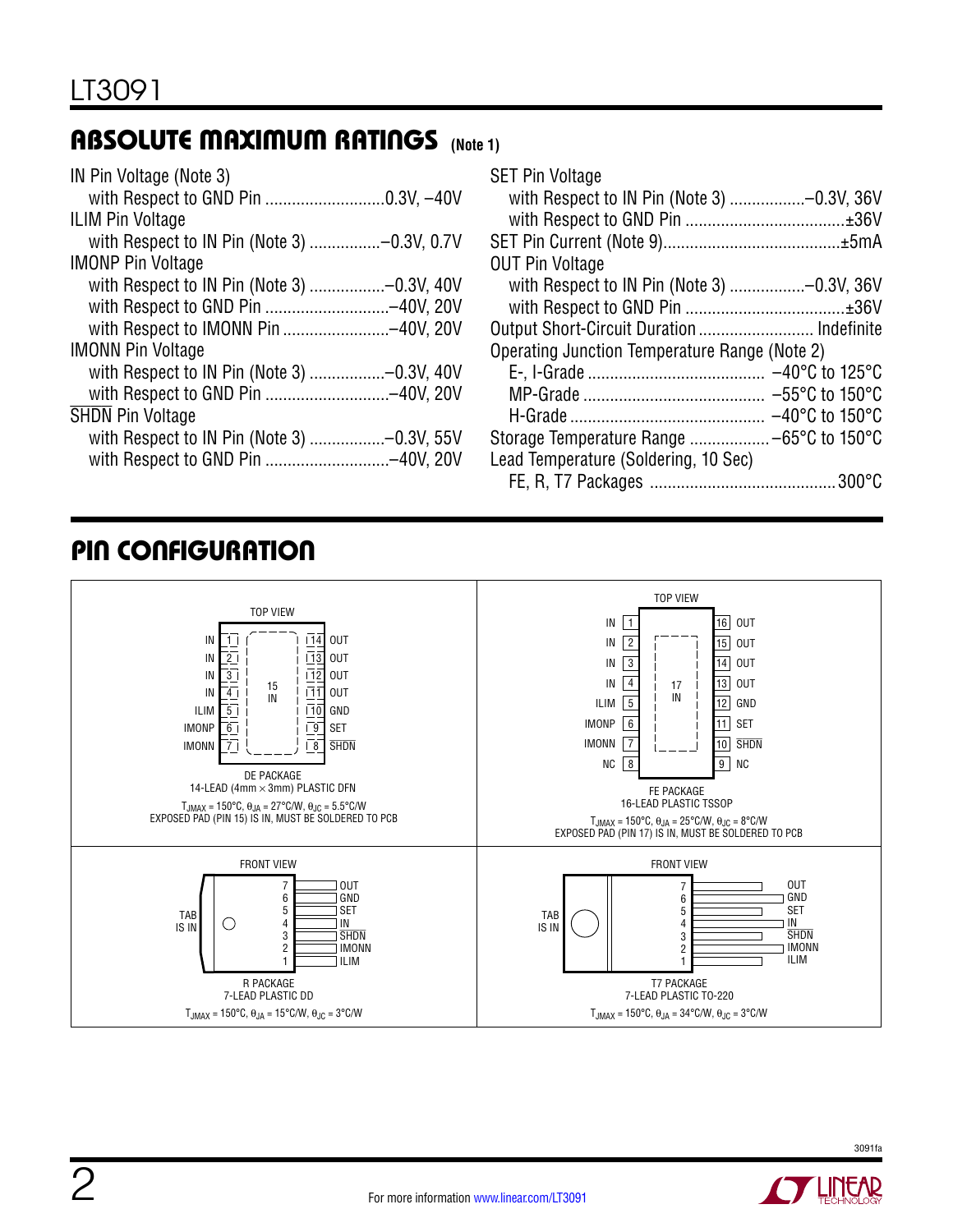## ABSOLUTE MAXIMUM RATINGS (Note 1)

IN Pin Voltage (Note 3)
- with Respect to GND Pin ...........................0.3V, –40V

ILIM Pin Voltage
- with Respect to IN Pin (Note 3) ................–0.3V, 0.7V

IMONP Pin Voltage
- with Respect to IN Pin (Note 3) .................–0.3V, 40V
- with Respect to GND Pin ...........................–40V, 20V
- with Respect to IMONN Pin ........................–40V, 20V

IMONN Pin Voltage
- with Respect to IN Pin (Note 3) .................–0.3V, 40V
- with Respect to GND Pin ...........................–40V, 20V

SHDN Pin Voltage
- with Respect to IN Pin (Note 3) .................–0.3V, 55V
- with Respect to GND Pin ...........................–40V, 20V

SET Pin Voltage
- with Respect to IN Pin (Note 3) .................–0.3V, 36V
- with Respect to GND Pin ....................................±36V

SET Pin Current (Note 9)........................................±5mA

OUT Pin Voltage
- with Respect to IN Pin (Note 3) .................–0.3V, 36V
- with Respect to GND Pin ....................................±36V

Output Short-Circuit Duration .......................... Indefinite

Operating Junction Temperature Range (Note 2)
- E-, I-Grade ........................................ –40°C to 125°C
- MP-Grade ......................................... –55°C to 150°C
- H-Grade ............................................ –40°C to 150°C

Storage Temperature Range .................. –65°C to 150°C

Lead Temperature (Soldering, 10 Sec)
- FE, R, T7 Packages ..........................................300°C

## PIN CONFIGURATION

TOP VIEW

IN 1, IN 2, IN 3, IN 4, ILIM 5, IMONP 6, IMONN 7 | 15 IN | 14 OUT, 13 OUT, 12 OUT, 11 OUT, 10 GND, 9 SET, 8 SHDN

DE PACKAGE
14-LEAD (4mm × 3mm) PLASTIC DFN

$T_{JMAX}$ = 150°C, $\theta_{JA}$ = 27°C/W, $\theta_{JC}$ = 5.5°C/W
EXPOSED PAD (PIN 15) IS IN, MUST BE SOLDERED TO PCB

TOP VIEW

IN 1, IN 2, IN 3, IN 4, ILIM 5, IMONP 6, IMONN 7, NC 8 | 17 IN | 16 OUT, 15 OUT, 14 OUT, 13 OUT, 12 GND, 11 SET, 10 SHDN, 9 NC

FE PACKAGE
16-LEAD PLASTIC TSSOP

$T_{JMAX}$ = 150°C, $\theta_{JA}$ = 25°C/W, $\theta_{JC}$ = 8°C/W
EXPOSED PAD (PIN 17) IS IN, MUST BE SOLDERED TO PCB

FRONT VIEW

TAB IS IN

7 OUT, 6 GND, 5 SET, 4 IN, 3 SHDN, 2 IMONN, 1 ILIM

R PACKAGE
7-LEAD PLASTIC DD

$T_{JMAX}$ = 150°C, $\theta_{JA}$ = 15°C/W, $\theta_{JC}$ = 3°C/W

FRONT VIEW

TAB IS IN

7 OUT, 6 GND, 5 SET, 4 IN, 3 SHDN, 2 IMONN, 1 ILIM

T7 PACKAGE
7-LEAD PLASTIC TO-220

$T_{JMAX}$ = 150°C, $\theta_{JA}$ = 34°C/W, $\theta_{JC}$ = 3°C/W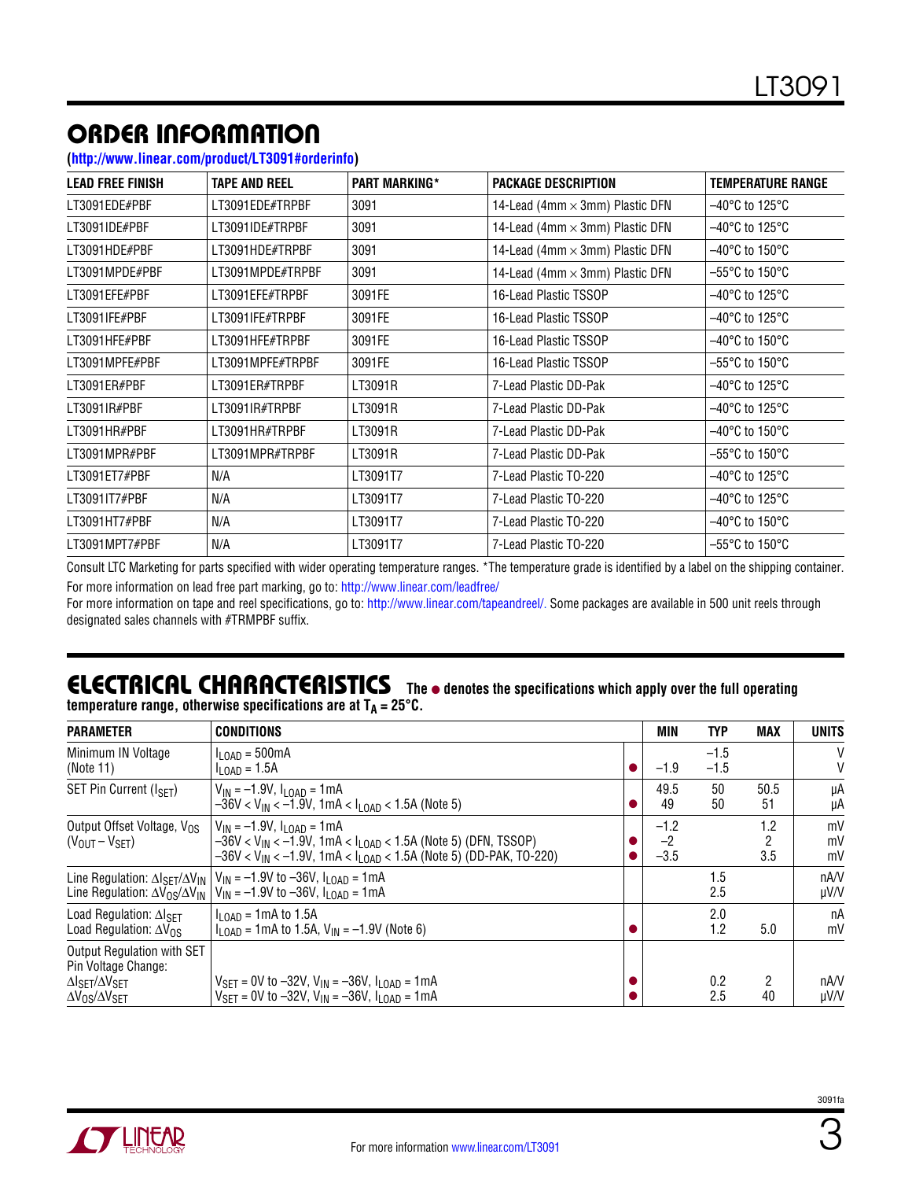## ORDER INFORMATION

(http://www.linear.com/product/LT3091#orderinfo)

| LEAD FREE FINISH | TAPE AND REEL | PART MARKING* | PACKAGE DESCRIPTION | TEMPERATURE RANGE |
|---|---|---|---|---|
| LT3091EDE#PBF | LT3091EDE#TRPBF | 3091 | 14-Lead (4mm × 3mm) Plastic DFN | –40°C to 125°C |
| LT3091IDE#PBF | LT3091IDE#TRPBF | 3091 | 14-Lead (4mm × 3mm) Plastic DFN | –40°C to 125°C |
| LT3091HDE#PBF | LT3091HDE#TRPBF | 3091 | 14-Lead (4mm × 3mm) Plastic DFN | –40°C to 150°C |
| LT3091MPDE#PBF | LT3091MPDE#TRPBF | 3091 | 14-Lead (4mm × 3mm) Plastic DFN | –55°C to 150°C |
| LT3091EFE#PBF | LT3091EFE#TRPBF | 3091FE | 16-Lead Plastic TSSOP | –40°C to 125°C |
| LT3091IFE#PBF | LT3091IFE#TRPBF | 3091FE | 16-Lead Plastic TSSOP | –40°C to 125°C |
| LT3091HFE#PBF | LT3091HFE#TRPBF | 3091FE | 16-Lead Plastic TSSOP | –40°C to 150°C |
| LT3091MPFE#PBF | LT3091MPFE#TRPBF | 3091FE | 16-Lead Plastic TSSOP | –55°C to 150°C |
| LT3091ER#PBF | LT3091ER#TRPBF | LT3091R | 7-Lead Plastic DD-Pak | –40°C to 125°C |
| LT3091IR#PBF | LT3091IR#TRPBF | LT3091R | 7-Lead Plastic DD-Pak | –40°C to 125°C |
| LT3091HR#PBF | LT3091HR#TRPBF | LT3091R | 7-Lead Plastic DD-Pak | –40°C to 150°C |
| LT3091MPR#PBF | LT3091MPR#TRPBF | LT3091R | 7-Lead Plastic DD-Pak | –55°C to 150°C |
| LT3091ET7#PBF | N/A | LT3091T7 | 7-Lead Plastic TO-220 | –40°C to 125°C |
| LT3091IT7#PBF | N/A | LT3091T7 | 7-Lead Plastic TO-220 | –40°C to 125°C |
| LT3091HT7#PBF | N/A | LT3091T7 | 7-Lead Plastic TO-220 | –40°C to 150°C |
| LT3091MPT7#PBF | N/A | LT3091T7 | 7-Lead Plastic TO-220 | –55°C to 150°C |

Consult LTC Marketing for parts specified with wider operating temperature ranges. *The temperature grade is identified by a label on the shipping container.

For more information on lead free part marking, go to: http://www.linear.com/leadfree/

For more information on tape and reel specifications, go to: http://www.linear.com/tapeandreel/. Some packages are available in 500 unit reels through designated sales channels with #TRMPBF suffix.

## ELECTRICAL CHARACTERISTICS

**The ● denotes the specifications which apply over the full operating temperature range, otherwise specifications are at $T_A$ = 25°C.**

| PARAMETER | CONDITIONS | | MIN | TYP | MAX | UNITS |
|---|---|---|---|---|---|---|
| Minimum IN Voltage (Note 11) | $I_{LOAD}$ = 500mA<br>$I_{LOAD}$ = 1.5A | <br>● | <br>–1.9 | –1.5<br>–1.5 | | V<br>V |
| SET Pin Current ($I_{SET}$) | $V_{IN}$ = –1.9V, $I_{LOAD}$ = 1mA<br>–36V < $V_{IN}$ < –1.9V, 1mA < $I_{LOAD}$ < 1.5A (Note 5) | <br>● | 49.5<br>49 | 50<br>50 | 50.5<br>51 | µA<br>µA |
| Output Offset Voltage, $V_{OS}$ ($V_{OUT} – V_{SET}$) | $V_{IN}$ = –1.9V, $I_{LOAD}$ = 1mA<br>–36V < $V_{IN}$ < –1.9V, 1mA < $I_{LOAD}$ < 1.5A (Note 5) (DFN, TSSOP)<br>–36V < $V_{IN}$ < –1.9V, 1mA < $I_{LOAD}$ < 1.5A (Note 5) (DD-PAK, TO-220) | <br>●<br>● | –1.2<br>–2<br>–3.5 | | 1.2<br>2<br>3.5 | mV<br>mV<br>mV |
| Line Regulation: $\Delta I_{SET}/\Delta V_{IN}$<br>Line Regulation: $\Delta V_{OS}/\Delta V_{IN}$ | $V_{IN}$ = –1.9V to –36V, $I_{LOAD}$ = 1mA<br>$V_{IN}$ = –1.9V to –36V, $I_{LOAD}$ = 1mA | | | 1.5<br>2.5 | | nA/V<br>µV/V |
| Load Regulation: $\Delta I_{SET}$<br>Load Regulation: $\Delta V_{OS}$ | $I_{LOAD}$ = 1mA to 1.5A<br>$I_{LOAD}$ = 1mA to 1.5A, $V_{IN}$ = –1.9V (Note 6) | <br>● | | 2.0<br>1.2 | <br>5.0 | nA<br>mV |
| Output Regulation with SET Pin Voltage Change:<br>$\Delta I_{SET}/\Delta V_{SET}$<br>$\Delta V_{OS}/\Delta V_{SET}$ | <br><br>$V_{SET}$ = 0V to –32V, $V_{IN}$ = –36V, $I_{LOAD}$ = 1mA<br>$V_{SET}$ = 0V to –32V, $V_{IN}$ = –36V, $I_{LOAD}$ = 1mA | <br><br>●<br>● | | <br><br>0.2<br>2.5 | <br><br>2<br>40 | <br><br>nA/V<br>µV/V |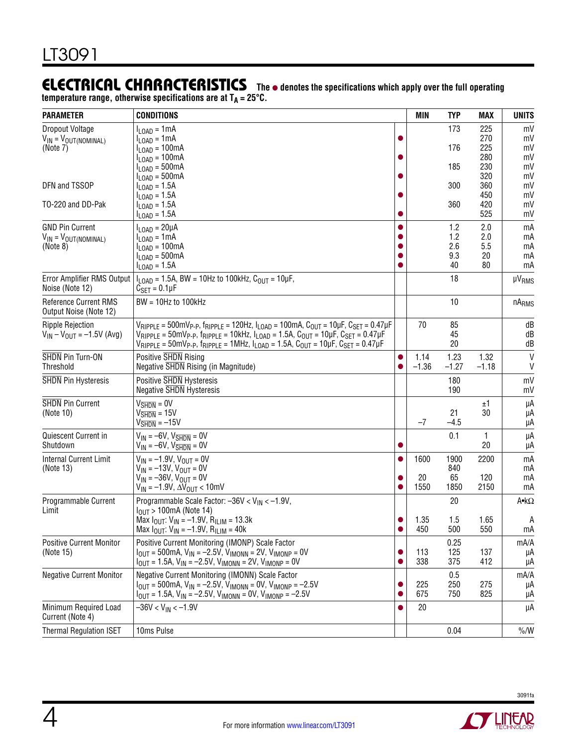## ELECTRICAL CHARACTERISTICS

**The ● denotes the specifications which apply over the full operating temperature range, otherwise specifications are at $T_A = 25°C$.**

| PARAMETER | CONDITIONS | | MIN | TYP | MAX | UNITS |
|---|---|---|---|---|---|---|
| Dropout Voltage $V_{IN} = V_{OUT(NOMINAL)}$ (Note 7) | $I_{LOAD} = 1mA$ | | | 173 | 225 | mV |
| | $I_{LOAD} = 1mA$ | ● | | | 270 | mV |
| | $I_{LOAD} = 100mA$ | | | 176 | 225 | mV |
| | $I_{LOAD} = 100mA$ | ● | | | 280 | mV |
| | $I_{LOAD} = 500mA$ | | | 185 | 230 | mV |
| | $I_{LOAD} = 500mA$ | ● | | | 320 | mV |
| DFN and TSSOP | $I_{LOAD} = 1.5A$ | | | 300 | 360 | mV |
| | $I_{LOAD} = 1.5A$ | ● | | | 450 | mV |
| TO-220 and DD-Pak | $I_{LOAD} = 1.5A$ | | | 360 | 420 | mV |
| | $I_{LOAD} = 1.5A$ | ● | | | 525 | mV |
| GND Pin Current $V_{IN} = V_{OUT(NOMINAL)}$ (Note 8) | $I_{LOAD} = 20µA$ | ● | | 1.2 | 2.0 | mA |
| | $I_{LOAD} = 1mA$ | ● | | 1.2 | 2.0 | mA |
| | $I_{LOAD} = 100mA$ | ● | | 2.6 | 5.5 | mA |
| | $I_{LOAD} = 500mA$ | ● | | 9.3 | 20 | mA |
| | $I_{LOAD} = 1.5A$ | ● | | 40 | 80 | mA |
| Error Amplifier RMS Output Noise (Note 12) | $I_{LOAD} = 1.5A$, BW = 10Hz to 100kHz, $C_{OUT} = 10µF$, $C_{SET} = 0.1µF$ | | | 18 | | $µV_{RMS}$ |
| Reference Current RMS Output Noise (Note 12) | BW = 10Hz to 100kHz | | | 10 | | $nA_{RMS}$ |
| Ripple Rejection $V_{IN} – V_{OUT} = –1.5V$ (Avg) | $V_{RIPPLE} = 500mV_{P-P}$, $f_{RIPPLE} = 120Hz$, $I_{LOAD} = 100mA$, $C_{OUT} = 10µF$, $C_{SET} = 0.47µF$ | | 70 | 85 | | dB |
| | $V_{RIPPLE} = 50mV_{P-P}$, $f_{RIPPLE} = 10kHz$, $I_{LOAD} = 1.5A$, $C_{OUT} = 10µF$, $C_{SET} = 0.47µF$ | | | 45 | | dB |
| | $V_{RIPPLE} = 50mV_{P-P}$, $f_{RIPPLE} = 1MHz$, $I_{LOAD} = 1.5A$, $C_{OUT} = 10µF$, $C_{SET} = 0.47µF$ | | | 20 | | dB |
| $\overline{SHDN}$ Pin Turn-ON Threshold | Positive $\overline{SHDN}$ Rising | ● | 1.14 | 1.23 | 1.32 | V |
| | Negative $\overline{SHDN}$ Rising (in Magnitude) | ● | –1.36 | –1.27 | –1.18 | V |
| $\overline{SHDN}$ Pin Hysteresis | Positive $\overline{SHDN}$ Hysteresis | | | 180 | | mV |
| | Negative $\overline{SHDN}$ Hysteresis | | | 190 | | mV |
| $\overline{SHDN}$ Pin Current (Note 10) | $V_{\overline{SHDN}} = 0V$ | | | | ±1 | µA |
| | $V_{\overline{SHDN}} = 15V$ | | | 21 | 30 | µA |
| | $V_{\overline{SHDN}} = –15V$ | | –7 | –4.5 | | µA |
| Quiescent Current in Shutdown | $V_{IN} = –6V$, $V_{\overline{SHDN}} = 0V$ | | | 0.1 | 1 | µA |
| | $V_{IN} = –6V$, $V_{\overline{SHDN}} = 0V$ | ● | | | 20 | µA |
| Internal Current Limit (Note 13) | $V_{IN} = –1.9V$, $V_{OUT} = 0V$ | ● | 1600 | 1900 | 2200 | mA |
| | $V_{IN} = –13V$, $V_{OUT} = 0V$ | | | 840 | | mA |
| | $V_{IN} = –36V$, $V_{OUT} = 0V$ | ● | 20 | 65 | 120 | mA |
| | $V_{IN} = –1.9V$, $\Delta V_{OUT} < 10mV$ | ● | 1550 | 1850 | 2150 | mA |
| Programmable Current Limit | Programmable Scale Factor: $–36V < V_{IN} < –1.9V$, $I_{OUT} > 100mA$ (Note 14) | | | 20 | | A•kΩ |
| | Max $I_{OUT}$: $V_{IN} = –1.9V$, $R_{ILIM} = 13.3k$ | ● | 1.35 | 1.5 | 1.65 | A |
| | Max $I_{OUT}$: $V_{IN} = –1.9V$, $R_{ILIM} = 40k$ | ● | 450 | 500 | 550 | mA |
| Positive Current Monitor (Note 15) | Positive Current Monitoring (IMONP) Scale Factor | | | 0.25 | | mA/A |
| | $I_{OUT} = 500mA$, $V_{IN} = –2.5V$, $V_{IMONN} = 2V$, $V_{IMONP} = 0V$ | ● | 113 | 125 | 137 | µA |
| | $I_{OUT} = 1.5A$, $V_{IN} = –2.5V$, $V_{IMONN} = 2V$, $V_{IMONP} = 0V$ | ● | 338 | 375 | 412 | µA |
| Negative Current Monitor | Negative Current Monitoring (IMONN) Scale Factor | | | 0.5 | | mA/A |
| | $I_{OUT} = 500mA$, $V_{IN} = –2.5V$, $V_{IMONN} = 0V$, $V_{IMONP} = –2.5V$ | ● | 225 | 250 | 275 | µA |
| | $I_{OUT} = 1.5A$, $V_{IN} = –2.5V$, $V_{IMONN} = 0V$, $V_{IMONP} = –2.5V$ | ● | 675 | 750 | 825 | µA |
| Minimum Required Load Current (Note 4) | $–36V < V_{IN} < –1.9V$ | ● | 20 | | | µA |
| Thermal Regulation ISET | 10ms Pulse | | | 0.04 | | %/W |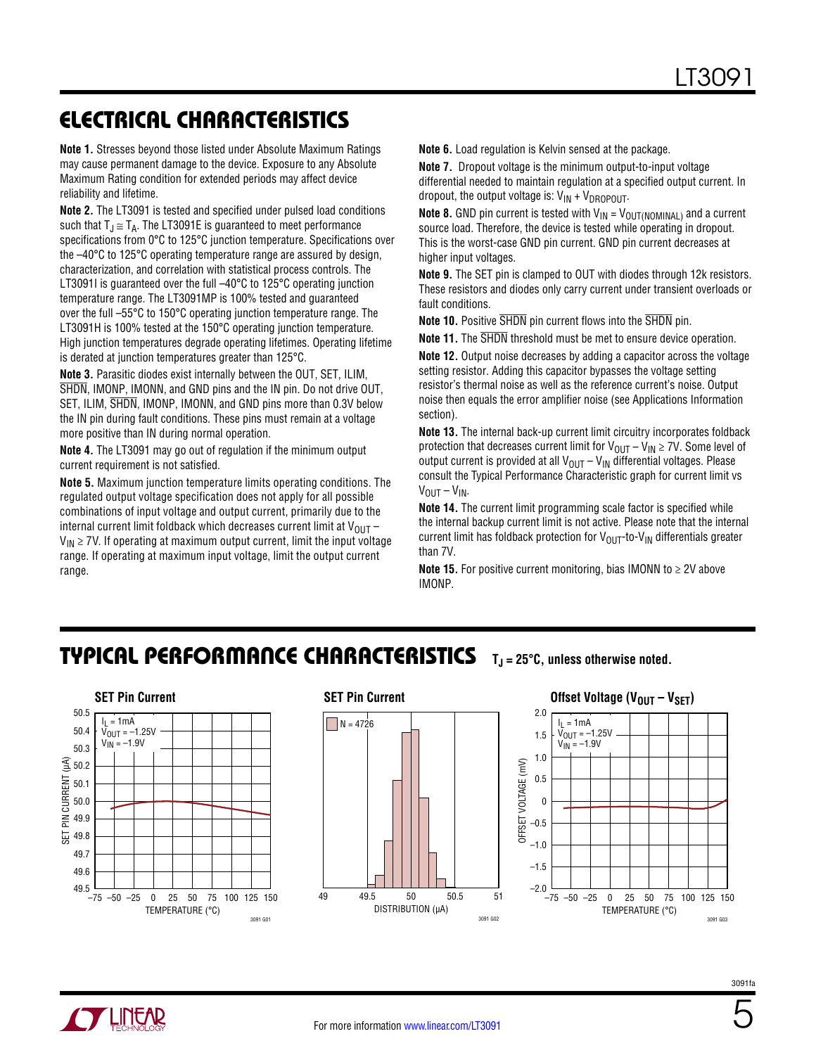## ELECTRICAL CHARACTERISTICS

**Note 1.** Stresses beyond those listed under Absolute Maximum Ratings may cause permanent damage to the device. Exposure to any Absolute Maximum Rating condition for extended periods may affect device reliability and lifetime.

**Note 2.** The LT3091 is tested and specified under pulsed load conditions such that $T_J \cong T_A$. The LT3091E is guaranteed to meet performance specifications from 0°C to 125°C junction temperature. Specifications over the –40°C to 125°C operating temperature range are assured by design, characterization, and correlation with statistical process controls. The LT3091I is guaranteed over the full –40°C to 125°C operating junction temperature range. The LT3091MP is 100% tested and guaranteed over the full –55°C to 150°C operating junction temperature range. The LT3091H is 100% tested at the 150°C operating junction temperature. High junction temperatures degrade operating lifetimes. Operating lifetime is derated at junction temperatures greater than 125°C.

**Note 3.** Parasitic diodes exist internally between the OUT, SET, ILIM, SHDN, IMONP, IMONN, and GND pins and the IN pin. Do not drive OUT, SET, ILIM, SHDN, IMONP, IMONN, and GND pins more than 0.3V below the IN pin during fault conditions. These pins must remain at a voltage more positive than IN during normal operation.

**Note 4.** The LT3091 may go out of regulation if the minimum output current requirement is not satisfied.

**Note 5.** Maximum junction temperature limits operating conditions. The regulated output voltage specification does not apply for all possible combinations of input voltage and output current, primarily due to the internal current limit foldback which decreases current limit at $V_{OUT} – V_{IN} \geq 7V$. If operating at maximum output current, limit the input voltage range. If operating at maximum input voltage, limit the output current range.

**Note 6.** Load regulation is Kelvin sensed at the package.

**Note 7.** Dropout voltage is the minimum output-to-input voltage differential needed to maintain regulation at a specified output current. In dropout, the output voltage is: $V_{IN} + V_{DROPOUT}$.

**Note 8.** GND pin current is tested with $V_{IN} = V_{OUT(NOMINAL)}$ and a current source load. Therefore, the device is tested while operating in dropout. This is the worst-case GND pin current. GND pin current decreases at higher input voltages.

**Note 9.** The SET pin is clamped to OUT with diodes through 12k resistors. These resistors and diodes only carry current under transient overloads or fault conditions.

**Note 10.** Positive SHDN pin current flows into the SHDN pin.

**Note 11.** The SHDN threshold must be met to ensure device operation.

**Note 12.** Output noise decreases by adding a capacitor across the voltage setting resistor. Adding this capacitor bypasses the voltage setting resistor's thermal noise as well as the reference current's noise. Output noise then equals the error amplifier noise (see Applications Information section).

**Note 13.** The internal back-up current limit circuitry incorporates foldback protection that decreases current limit for $V_{OUT} – V_{IN} \geq 7V$. Some level of output current is provided at all $V_{OUT} – V_{IN}$ differential voltages. Please consult the Typical Performance Characteristic graph for current limit vs $V_{OUT} – V_{IN}$.

**Note 14.** The current limit programming scale factor is specified while the internal backup current limit is not active. Please note that the internal current limit has foldback protection for $V_{OUT}$-to-$V_{IN}$ differentials greater than 7V.

**Note 15.** For positive current monitoring, bias IMONN to ≥ 2V above IMONP.

## TYPICAL PERFORMANCE CHARACTERISTICS

$T_J = 25°C$, unless otherwise noted.

**SET Pin Current**

$I_L$ = 1mA
$V_{OUT}$ = –1.25V
$V_{IN}$ = –1.9V
SET PIN CURRENT (µA)
50.5, 50.4, 50.3, 50.2, 50.1, 50.0, 49.9, 49.8, 49.7, 49.6, 49.5
TEMPERATURE (°C)
–75 –50 –25 0 25 50 75 100 125 150
3091 G01

**SET Pin Current**

N = 4726
DISTRIBUTION (µA)
49 49.5 50 50.5 51
3091 G02

**Offset Voltage ($V_{OUT} – V_{SET}$)**

$I_L$ = 1mA
$V_{OUT}$ = –1.25V
$V_{IN}$ = –1.9V
OFFSET VOLTAGE (mV)
2.0, 1.5, 1.0, 0.5, 0, –0.5, –1.0, –1.5, –2.0
TEMPERATURE (°C)
–75 –50 –25 0 25 50 75 100 125 150
3091 G03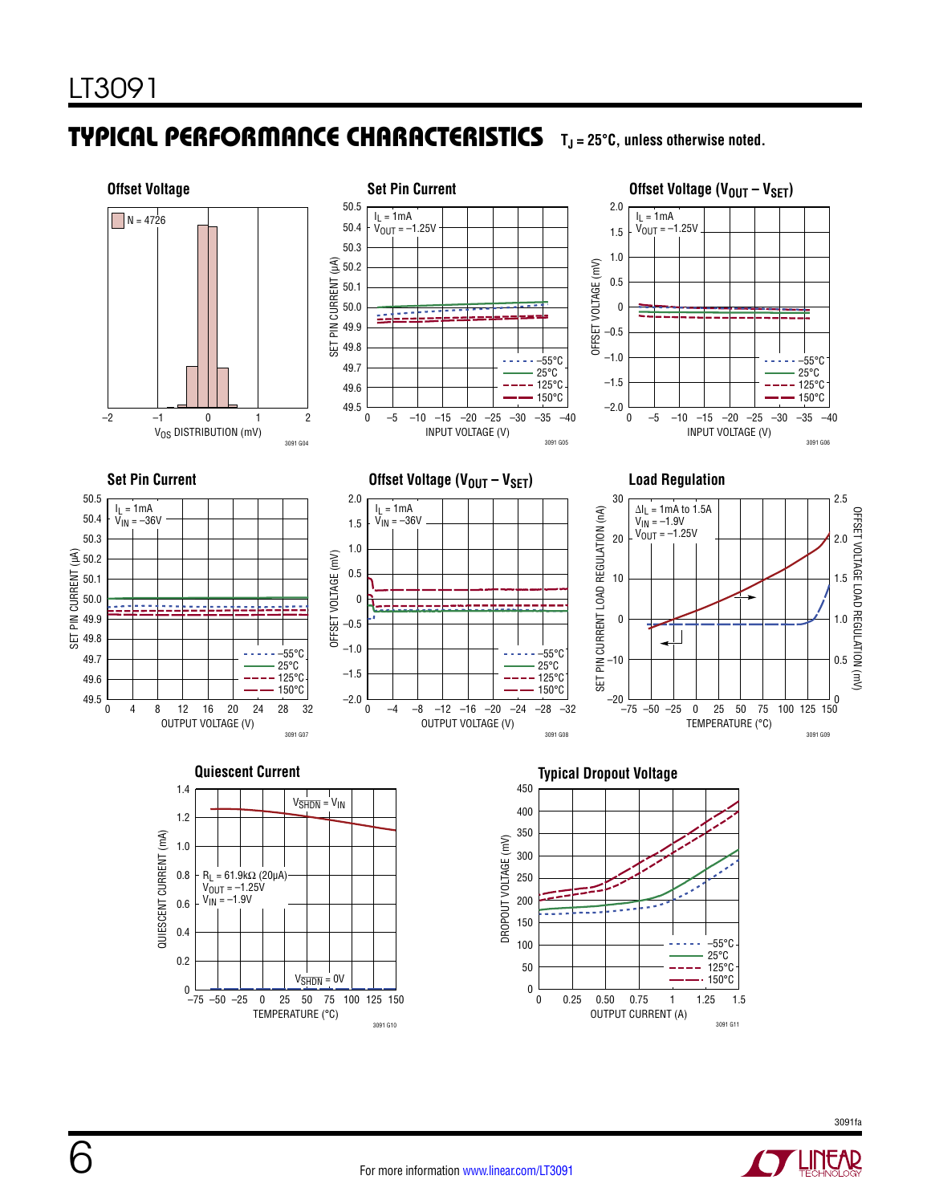## TYPICAL PERFORMANCE CHARACTERISTICS

$T_J = 25°C$, unless otherwise noted.

**Offset Voltage**

N = 4726

–2 –1 0 1 2

$V_{OS}$ DISTRIBUTION (mV)

3091 G04

**Set Pin Current**

$I_L$ = 1mA
$V_{OUT}$ = –1.25V

SET PIN CURRENT (µA)

50.5 50.4 50.3 50.2 50.1 50.0 49.9 49.8 49.7 49.6 49.5

0 –5 –10 –15 –20 –25 –30 –35 –40

INPUT VOLTAGE (V)

–55°C
25°C
125°C
150°C

3091 G05

**Offset Voltage ($V_{OUT}$ – $V_{SET}$)**

$I_L$ = 1mA
$V_{OUT}$ = –1.25V

OFFSET VOLTAGE (mV)

2.0 1.5 1.0 0.5 0 –0.5 –1.0 –1.5 –2.0

0 –5 –10 –15 –20 –25 –30 –35 –40

INPUT VOLTAGE (V)

–55°C
25°C
125°C
150°C

3091 G06

**Set Pin Current**

$I_L$ = 1mA
$V_{IN}$ = –36V

SET PIN CURRENT (µA)

50.5 50.4 50.3 50.2 50.1 50.0 49.9 49.8 49.7 49.6 49.5

0 4 8 12 16 20 24 28 32

OUTPUT VOLTAGE (V)

–55°C
25°C
125°C
150°C

3091 G07

**Offset Voltage ($V_{OUT}$ – $V_{SET}$)**

$I_L$ = 1mA
$V_{IN}$ = –36V

OFFSET VOLTAGE (mV)

2.0 1.5 1.0 0.5 0 –0.5 –1.0 –1.5 –2.0

0 –4 –8 –12 –16 –20 –24 –28 –32

OUTPUT VOLTAGE (V)

–55°C
25°C
125°C
150°C

3091 G08

**Load Regulation**

$\Delta I_L$ = 1mA to 1.5A
$V_{IN}$ = –1.9V
$V_{OUT}$ = –1.25V

SET PIN CURRENT LOAD REGULATION (nA)

30 20 10 0 –10 –20

–75 –50 –25 0 25 50 75 100 125 150

TEMPERATURE (°C)

OFFSET VOLTAGE LOAD REGULATION (mV)

2.5 2.0 1.5 1.0 0.5 0

3091 G09

**Quiescent Current**

$V_{\overline{SHDN}}$ = $V_{IN}$

$R_L$ = 61.9kΩ (20µA)
$V_{OUT}$ = –1.25V
$V_{IN}$ = –1.9V

$V_{\overline{SHDN}}$ = 0V

QUIESCENT CURRENT (mA)

1.4 1.2 1.0 0.8 0.6 0.4 0.2 0

–75 –50 –25 0 25 50 75 100 125 150

TEMPERATURE (°C)

3091 G10

**Typical Dropout Voltage**

DROPOUT VOLTAGE (mV)

450 400 350 300 250 200 150 100 50 0

0 0.25 0.50 0.75 1 1.25 1.5

OUTPUT CURRENT (A)

–55°C
25°C
125°C
150°C

3091 G11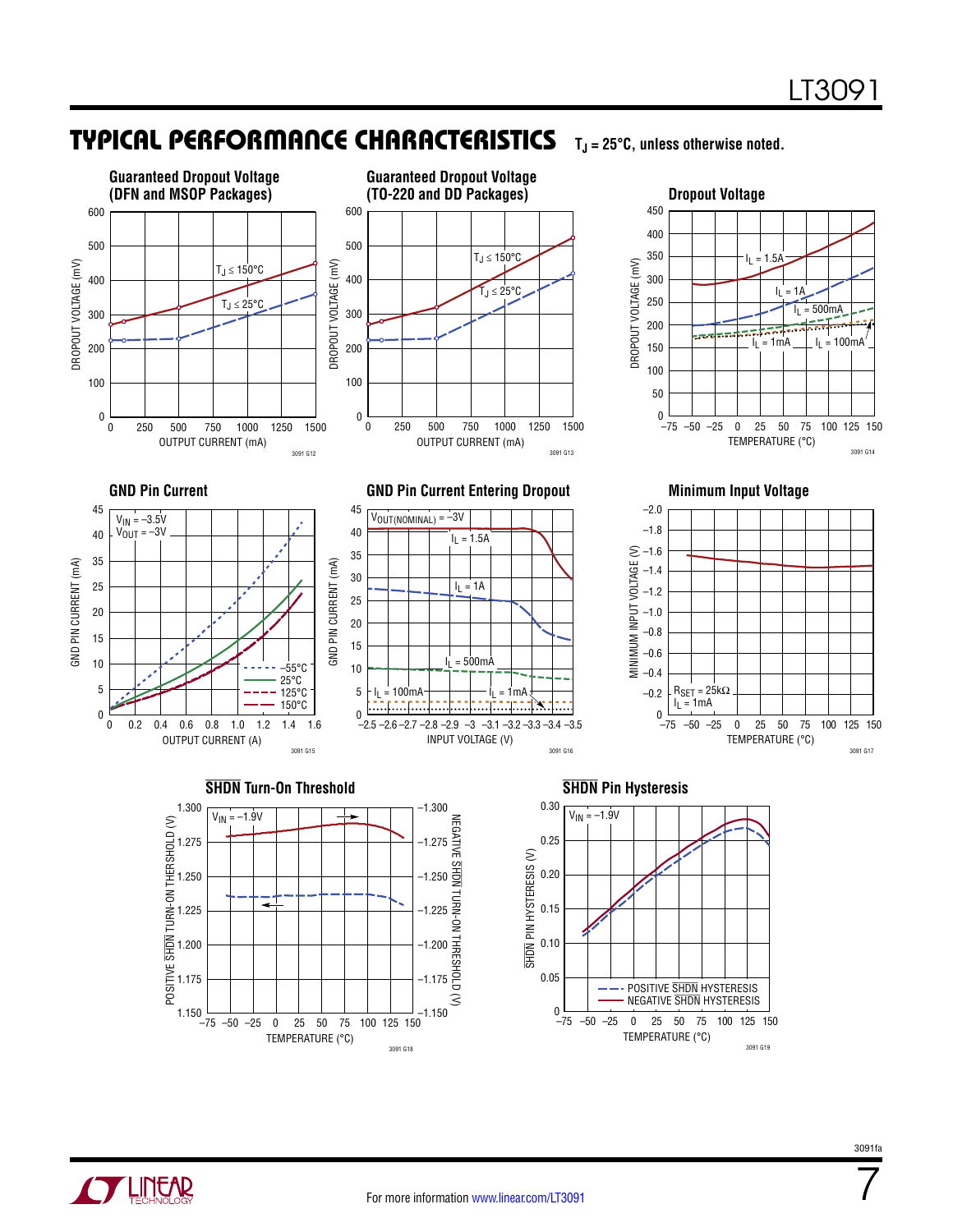## TYPICAL PERFORMANCE CHARACTERISTICS

$T_J$ = 25°C, unless otherwise noted.

**Guaranteed Dropout Voltage (DFN and MSOP Packages)**

DROPOUT VOLTAGE (mV)
0 100 200 300 400 500 600
OUTPUT CURRENT (mA)
0 250 500 750 1000 1250 1500
$T_J \leq 150°C$
$T_J \leq 25°C$
3091 G12

**Guaranteed Dropout Voltage (TO-220 and DD Packages)**

DROPOUT VOLTAGE (mV)
0 100 200 300 400 500 600
OUTPUT CURRENT (mA)
0 250 500 750 1000 1250 1500
$T_J \leq 150°C$
$T_J \leq 25°C$
3091 G13

**Dropout Voltage**

DROPOUT VOLTAGE (mV)
0 50 100 150 200 250 300 350 400 450
TEMPERATURE (°C)
–75 –50 –25 0 25 50 75 100 125 150
$I_L$ = 1.5A
$I_L$ = 1A
$I_L$ = 500mA
$I_L$ = 1mA
$I_L$ = 100mA
3091 G14

**GND Pin Current**

GND PIN CURRENT (mA)
0 5 10 15 20 25 30 35 40 45
OUTPUT CURRENT (A)
0 0.2 0.4 0.6 0.8 1.0 1.2 1.4 1.6
$V_{IN}$ = –3.5V
$V_{OUT}$ = –3V
–55°C
25°C
125°C
150°C
3091 G15

**GND Pin Current Entering Dropout**

GND PIN CURRENT (mA)
0 5 10 15 20 25 30 35 40 45
INPUT VOLTAGE (V)
–2.5 –2.6 –2.7 –2.8 –2.9 –3 –3.1 –3.2 –3.3 –3.4 –3.5
$V_{OUT(NOMINAL)}$ = –3V
$I_L$ = 1.5A
$I_L$ = 1A
$I_L$ = 500mA
$I_L$ = 100mA
$I_L$ = 1mA
3091 G16

**Minimum Input Voltage**

MINIMUM INPUT VOLTAGE (V)
0 –0.2 –0.4 –0.6 –0.8 –1.0 –1.2 –1.4 –1.6 –1.8 –2.0
TEMPERATURE (°C)
–75 –50 –25 0 25 50 75 100 125 150
$R_{SET}$ = 25kΩ
$I_L$ = 1mA
3091 G17

**SHDN Turn-On Threshold**

POSITIVE SHDN TURN-ON THERSHOLD (V)
1.150 1.175 1.200 1.225 1.250 1.275 1.300
NEGATIVE SHDN TURN-ON THRESHOLD (V)
–1.150 –1.175 –1.200 –1.225 –1.250 –1.275 –1.300
TEMPERATURE (°C)
–75 –50 –25 0 25 50 75 100 125 150
$V_{IN}$ = –1.9V
3091 G18

**SHDN Pin Hysteresis**

SHDN PIN HYSTERESIS (V)
0 0.05 0.10 0.15 0.20 0.25 0.30
TEMPERATURE (°C)
–75 –50 –25 0 25 50 75 100 125 150
$V_{IN}$ = –1.9V
POSITIVE SHDN HYSTERESIS
NEGATIVE SHDN HYSTERESIS
3091 G19

For more information www.linear.com/LT3091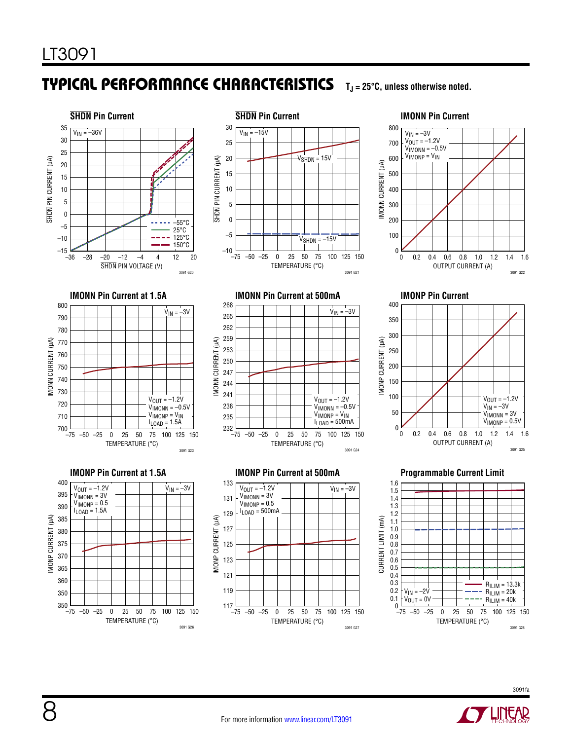## TYPICAL PERFORMANCE CHARACTERISTICS

$T_J$ = 25°C, unless otherwise noted.

**SHDN Pin Current**

$V_{IN}$ = –36V

SHDN PIN CURRENT (μA)

35, 30, 25, 20, 15, 10, 5, 0, –5, –10, –15

–36, –28, –20, –12, –4, 4, 12, 20

SHDN PIN VOLTAGE (V)

–55°C
25°C
125°C
150°C

3091 G20

**SHDN Pin Current**

$V_{IN}$ = –15V

$V_{SHDN}$ = 15V

$V_{SHDN}$ = –15V

SHDN PIN CURRENT (μA)

30, 25, 20, 15, 10, 5, 0, –5, –10

–75, –50, –25, 0, 25, 50, 75, 100, 125, 150

TEMPERATURE (°C)

3091 G21

**IMONN Pin Current**

$V_{IN}$ = –3V
$V_{OUT}$ = –1.2V
$V_{IMONN}$ = –0.5V
$V_{IMONP}$ = $V_{IN}$

IMONN CURRENT (μA)

800, 700, 600, 500, 400, 300, 200, 100, 0

0, 0.2, 0.4, 0.6, 0.8, 1.0, 1.2, 1.4, 1.6

OUTPUT CURRENT (A)

3091 G22

**IMONN Pin Current at 1.5A**

$V_{IN}$ = –3V

$V_{OUT}$ = –1.2V
$V_{IMONN}$ = –0.5V
$V_{IMONP}$ = $V_{IN}$
$I_{LOAD}$ = 1.5A

IMONN CURRENT (μA)

800, 790, 780, 770, 760, 750, 740, 730, 720, 710, 700

–75, –50, –25, 0, 25, 50, 75, 100, 125, 150

TEMPERATURE (°C)

3091 G23

**IMONN Pin Current at 500mA**

$V_{IN}$ = –3V

$V_{OUT}$ = –1.2V
$V_{IMONN}$ = –0.5V
$V_{IMONP}$ = $V_{IN}$
$I_{LOAD}$ = 500mA

IMONN CURRENT (μA)

268, 265, 262, 259, 253, 250, 247, 244, 241, 238, 235, 232

–75, –50, –25, 0, 25, 50, 75, 100, 125, 150

TEMPERATURE (°C)

3091 G24

**IMONP Pin Current**

$V_{OUT}$ = –1.2V
$V_{IN}$ = –3V
$V_{IMONN}$ = 3V
$V_{IMONP}$ = 0.5V

IMONP CURRENT (μA)

400, 350, 300, 250, 200, 150, 100, 50, 0

0, 0.2, 0.4, 0.6, 0.8, 1.0, 1.2, 1.4, 1.6

OUTPUT CURRENT (A)

3091 G25

**IMONP Pin Current at 1.5A**

$V_{OUT}$ = –1.2V
$V_{IMONN}$ = 3V
$V_{IMONP}$ = 0.5
$I_{LOAD}$ = 1.5A

$V_{IN}$ = –3V

IMONP CURRENT (μA)

400, 395, 390, 385, 380, 375, 370, 365, 360, 355, 350

–75, –50, –25, 0, 25, 50, 75, 100, 125, 150

TEMPERATURE (°C)

3091 G26

**IMONP Pin Current at 500mA**

$V_{OUT}$ = –1.2V
$V_{IMONN}$ = 3V
$V_{IMONP}$ = 0.5
$I_{LOAD}$ = 500mA

$V_{IN}$ = –3V

IMONP CURRENT (μA)

133, 131, 129, 127, 125, 123, 121, 119, 117

–75, –50, –25, 0, 25, 50, 75, 100, 125, 150

TEMPERATURE (°C)

3091 G27

**Programmable Current Limit**

$V_{IN}$ = –2V
$V_{OUT}$ = 0V

$R_{ILIM}$ = 13.3k
$R_{ILIM}$ = 20k
$R_{ILIM}$ = 40k

CURRENT LIMIT (mA)

1.6, 1.5, 1.4, 1.3, 1.2, 1.1, 1.0, 0.9, 0.8, 0.7, 0.6, 0.5, 0.4, 0.3, 0.2, 0.1, 0

–75, –50, –25, 0, 25, 50, 75, 100, 125, 150

TEMPERATURE (°C)

3091 G28

For more information www.linear.com/LT3091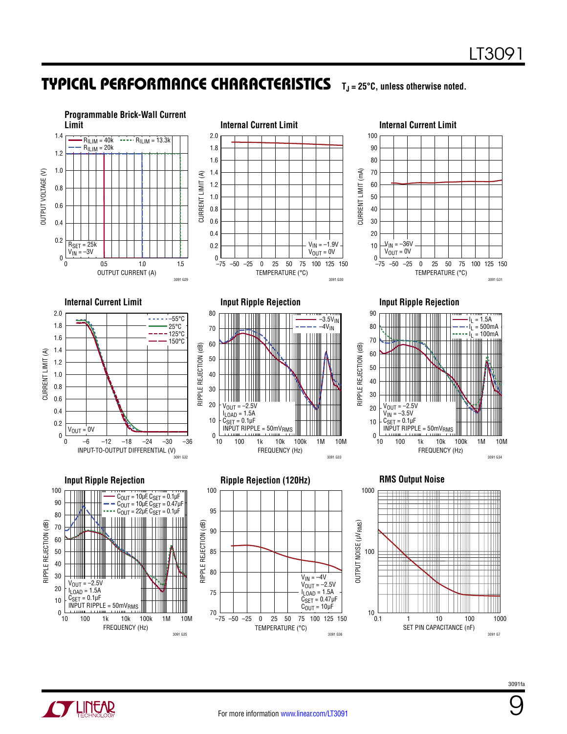## TYPICAL PERFORMANCE CHARACTERISTICS

$T_J = 25°C$, unless otherwise noted.

### Programmable Brick-Wall Current Limit

$R_{ILIM} = 40k$
$R_{ILIM} = 20k$
$R_{ILIM} = 13.3k$
$R_{SET} = 25k$
$V_{IN} = -3V$
OUTPUT VOLTAGE (V)
0, 0.2, 0.4, 0.6, 0.8, 1.0, 1.2, 1.4
OUTPUT CURRENT (A)
0, 0.5, 1.0, 1.5
3091 G29

### Internal Current Limit

$V_{IN} = -1.9V$
$V_{OUT} = 0V$
CURRENT LIMIT (A)
0, 0.2, 0.4, 0.6, 0.8, 1.0, 1.2, 1.4, 1.6, 1.8, 2.0
TEMPERATURE (°C)
–75, –50, –25, 0, 25, 50, 75, 100, 125, 150
3091 G30

### Internal Current Limit

$V_{IN} = -36V$
$V_{OUT} = 0V$
CURRENT LIMIT (mA)
0, 10, 20, 30, 40, 50, 60, 70, 80, 90, 100
TEMPERATURE (°C)
–75, –50, –25, 0, 25, 50, 75, 100, 125, 150
3091 G31

### Internal Current Limit

–55°C
25°C
125°C
150°C
$V_{OUT} = 0V$
CURRENT LIMIT (A)
0, 0.2, 0.4, 0.6, 0.8, 1.0, 1.2, 1.4, 1.6, 1.8, 2.0
INPUT-TO-OUTPUT DIFFERENTIAL (V)
0, –6, –12, –18, –24, –30, –36
3091 G32

### Input Ripple Rejection

$-3.5V_{IN}$
$-4V_{IN}$
$V_{OUT} = -2.5V$
$I_{LOAD} = 1.5A$
$C_{SET} = 0.1µF$
INPUT RIPPLE = $50mV_{RMS}$
RIPPLE REJECTION (dB)
0, 10, 20, 30, 40, 50, 60, 70, 80
FREQUENCY (Hz)
10, 100, 1k, 10k, 100k, 1M, 10M
3091 G33

### Input Ripple Rejection

$I_L = 1.5A$
$I_L = 500mA$
$I_L = 100mA$
$V_{OUT} = -2.5V$
$V_{IN} = -3.5V$
$C_{SET} = 0.1µF$
INPUT RIPPLE = $50mV_{RMS}$
RIPPLE REJECTION (dB)
0, 10, 20, 30, 40, 50, 60, 70, 80, 90
FREQUENCY (Hz)
10, 100, 1k, 10k, 100k, 1M, 10M
3091 G34

### Input Ripple Rejection

$C_{OUT} = 10µF$, $C_{SET} = 0.1µF$
$C_{OUT} = 10µF$, $C_{SET} = 0.47µF$
$C_{OUT} = 22µF$, $C_{SET} = 0.1µF$
$V_{OUT} = -2.5V$
$I_{LOAD} = 1.5A$
$C_{SET} = 0.1µF$
INPUT RIPPLE = $50mV_{RMS}$
RIPPLE REJECTION (dB)
0, 10, 20, 30, 40, 50, 60, 70, 80, 90, 100
FREQUENCY (Hz)
10, 100, 1k, 10k, 100k, 1M, 10M
3091 G35

### Ripple Rejection (120Hz)

$V_{IN} = -4V$
$V_{OUT} = -2.5V$
$I_{LOAD} = 1.5A$
$C_{SET} = 0.47µF$
$C_{OUT} = 10µF$
RIPPLE REJECTION (dB)
70, 75, 80, 85, 90, 95, 100
TEMPERATURE (°C)
–75, –50, –25, 0, 25, 50, 75, 100, 125, 150
3091 G36

### RMS Output Noise

OUTPUT NOISE ($µV_{RMS}$)
10, 100, 1000
SET PIN CAPACITANCE (nF)
0.1, 1, 10, 100, 1000
3091 G7

For more information www.linear.com/LT3091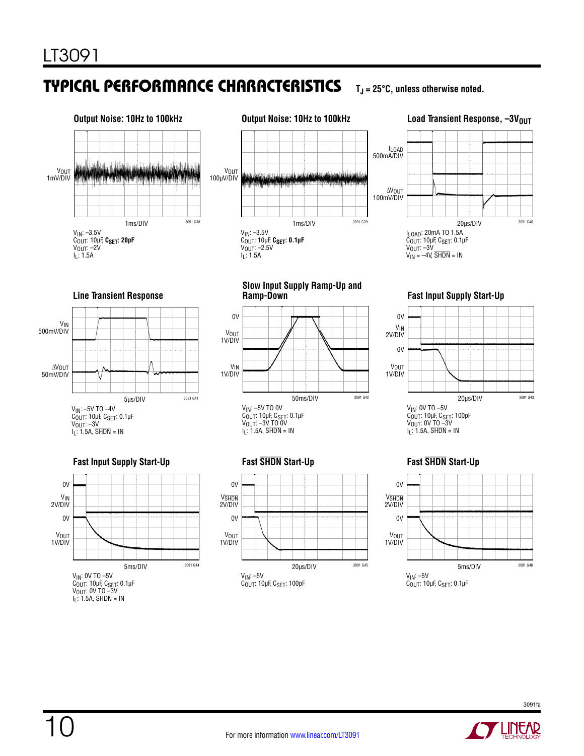## TYPICAL PERFORMANCE CHARACTERISTICS

$T_J = 25°C$, unless otherwise noted.

**Output Noise: 10Hz to 100kHz**

$V_{OUT}$
1mV/DIV

1ms/DIV

3091 G38

$V_{IN}$: –3.5V
$C_{OUT}$: 10µF, **$C_{SET}$: 20pF**
$V_{OUT}$: –2V
$I_L$: 1.5A

**Output Noise: 10Hz to 100kHz**

$V_{OUT}$
100µV/DIV

1ms/DIV

3091 G39

$V_{IN}$: –3.5V
$C_{OUT}$: 10µF, **$C_{SET}$: 0.1µF**
$V_{OUT}$: –2.5V
$I_L$: 1.5A

**Load Transient Response, $–3V_{OUT}$**

$I_{LOAD}$
500mA/DIV

$\Delta V_{OUT}$
100mV/DIV

20µs/DIV

3091 G40

$I_{LOAD}$: 20mA TO 1.5A
$C_{OUT}$: 10µF, $C_{SET}$: 0.1µF
$V_{OUT}$: –3V
$V_{IN}$ = –4V, $\overline{SHDN}$ = IN

**Line Transient Response**

$V_{IN}$
500mV/DIV

$\Delta V_{OUT}$
50mV/DIV

5µs/DIV

3091 G41

$V_{IN}$: –5V TO –4V
$C_{OUT}$: 10µF, $C_{SET}$: 0.1µF
$V_{OUT}$: –3V
$I_L$: 1.5A, $\overline{SHDN}$ = IN

**Slow Input Supply Ramp-Up and Ramp-Down**

0V

$V_{OUT}$
1V/DIV

$V_{IN}$
1V/DIV

50ms/DIV

3091 G42

$V_{IN}$: –5V TO 0V
$C_{OUT}$: 10µF, $C_{SET}$: 0.1µF
$V_{OUT}$: –3V TO 0V
$I_L$: 1.5A, $\overline{SHDN}$ = IN

**Fast Input Supply Start-Up**

0V

$V_{IN}$
2V/DIV

0V

$V_{OUT}$
1V/DIV

20µs/DIV

3091 G43

$V_{IN}$: 0V TO –5V
$C_{OUT}$: 10µF, $C_{SET}$: 100pF
$V_{OUT}$: 0V TO –3V
$I_L$: 1.5A, $\overline{SHDN}$ = IN

**Fast Input Supply Start-Up**

0V

$V_{IN}$
2V/DIV

0V

$V_{OUT}$
1V/DIV

5ms/DIV

3091 G44

$V_{IN}$: 0V TO –5V
$C_{OUT}$: 10µF, $C_{SET}$: 0.1µF
$V_{OUT}$: 0V TO –3V
$I_L$: 1.5A, $\overline{SHDN}$ = IN

**Fast $\overline{SHDN}$ Start-Up**

0V

$V_{\overline{SHDN}}$
2V/DIV

0V

$V_{OUT}$
1V/DIV

20µs/DIV

3091 G45

$V_{IN}$: –5V
$C_{OUT}$: 10µF, $C_{SET}$: 100pF

**Fast $\overline{SHDN}$ Start-Up**

0V

$V_{\overline{SHDN}}$
2V/DIV

0V

$V_{OUT}$
1V/DIV

5ms/DIV

3091 G46

$V_{IN}$: –5V
$C_{OUT}$: 10µF, $C_{SET}$: 0.1µF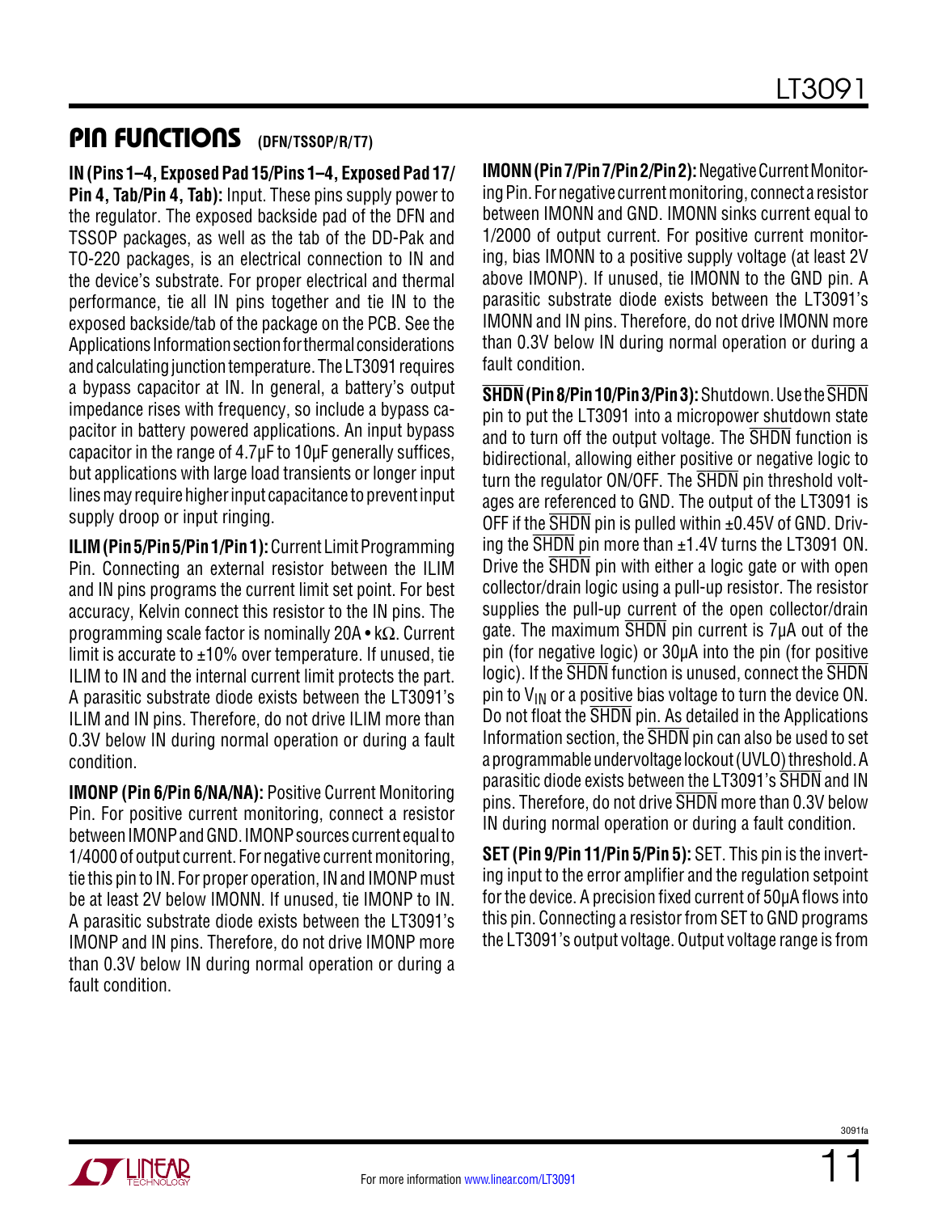## PIN FUNCTIONS (DFN/TSSOP/R/T7)

**IN (Pins 1–4, Exposed Pad 15/Pins 1–4, Exposed Pad 17/Pin 4, Tab/Pin 4, Tab):** Input. These pins supply power to the regulator. The exposed backside pad of the DFN and TSSOP packages, as well as the tab of the DD-Pak and TO-220 packages, is an electrical connection to IN and the device's substrate. For proper electrical and thermal performance, tie all IN pins together and tie IN to the exposed backside/tab of the package on the PCB. See the Applications Information section for thermal considerations and calculating junction temperature. The LT3091 requires a bypass capacitor at IN. In general, a battery's output impedance rises with frequency, so include a bypass capacitor in battery powered applications. An input bypass capacitor in the range of 4.7µF to 10µF generally suffices, but applications with large load transients or longer input lines may require higher input capacitance to prevent input supply droop or input ringing.

**ILIM (Pin 5/Pin 5/Pin 1/Pin 1):** Current Limit Programming Pin. Connecting an external resistor between the ILIM and IN pins programs the current limit set point. For best accuracy, Kelvin connect this resistor to the IN pins. The programming scale factor is nominally 20A • kΩ. Current limit is accurate to ±10% over temperature. If unused, tie ILIM to IN and the internal current limit protects the part. A parasitic substrate diode exists between the LT3091's ILIM and IN pins. Therefore, do not drive ILIM more than 0.3V below IN during normal operation or during a fault condition.

**IMONP (Pin 6/Pin 6/NA/NA):** Positive Current Monitoring Pin. For positive current monitoring, connect a resistor between IMONP and GND. IMONP sources current equal to 1/4000 of output current. For negative current monitoring, tie this pin to IN. For proper operation, IN and IMONP must be at least 2V below IMONN. If unused, tie IMONP to IN. A parasitic substrate diode exists between the LT3091's IMONP and IN pins. Therefore, do not drive IMONP more than 0.3V below IN during normal operation or during a fault condition.

**IMONN (Pin 7/Pin 7/Pin 2/Pin 2):** Negative Current Monitoring Pin. For negative current monitoring, connect a resistor between IMONN and GND. IMONN sinks current equal to 1/2000 of output current. For positive current monitoring, bias IMONN to a positive supply voltage (at least 2V above IMONP). If unused, tie IMONN to the GND pin. A parasitic substrate diode exists between the LT3091's IMONN and IN pins. Therefore, do not drive IMONN more than 0.3V below IN during normal operation or during a fault condition.

**$\overline{SHDN}$ (Pin 8/Pin 10/Pin 3/Pin 3):** Shutdown. Use the $\overline{SHDN}$ pin to put the LT3091 into a micropower shutdown state and to turn off the output voltage. The $\overline{SHDN}$ function is bidirectional, allowing either positive or negative logic to turn the regulator ON/OFF. The $\overline{SHDN}$ pin threshold voltages are referenced to GND. The output of the LT3091 is OFF if the $\overline{SHDN}$ pin is pulled within ±0.45V of GND. Driving the $\overline{SHDN}$ pin more than ±1.4V turns the LT3091 ON. Drive the $\overline{SHDN}$ pin with either a logic gate or with open collector/drain logic using a pull-up resistor. The resistor supplies the pull-up current of the open collector/drain gate. The maximum $\overline{SHDN}$ pin current is 7µA out of the pin (for negative logic) or 30µA into the pin (for positive logic). If the $\overline{SHDN}$ function is unused, connect the $\overline{SHDN}$ pin to $V_{IN}$ or a positive bias voltage to turn the device ON. Do not float the $\overline{SHDN}$ pin. As detailed in the Applications Information section, the $\overline{SHDN}$ pin can also be used to set a programmable undervoltage lockout (UVLO) threshold. A parasitic diode exists between the LT3091's $\overline{SHDN}$ and IN pins. Therefore, do not drive $\overline{SHDN}$ more than 0.3V below IN during normal operation or during a fault condition.

**SET (Pin 9/Pin 11/Pin 5/Pin 5):** SET. This pin is the inverting input to the error amplifier and the regulation setpoint for the device. A precision fixed current of 50µA flows into this pin. Connecting a resistor from SET to GND programs the LT3091's output voltage. Output voltage range is from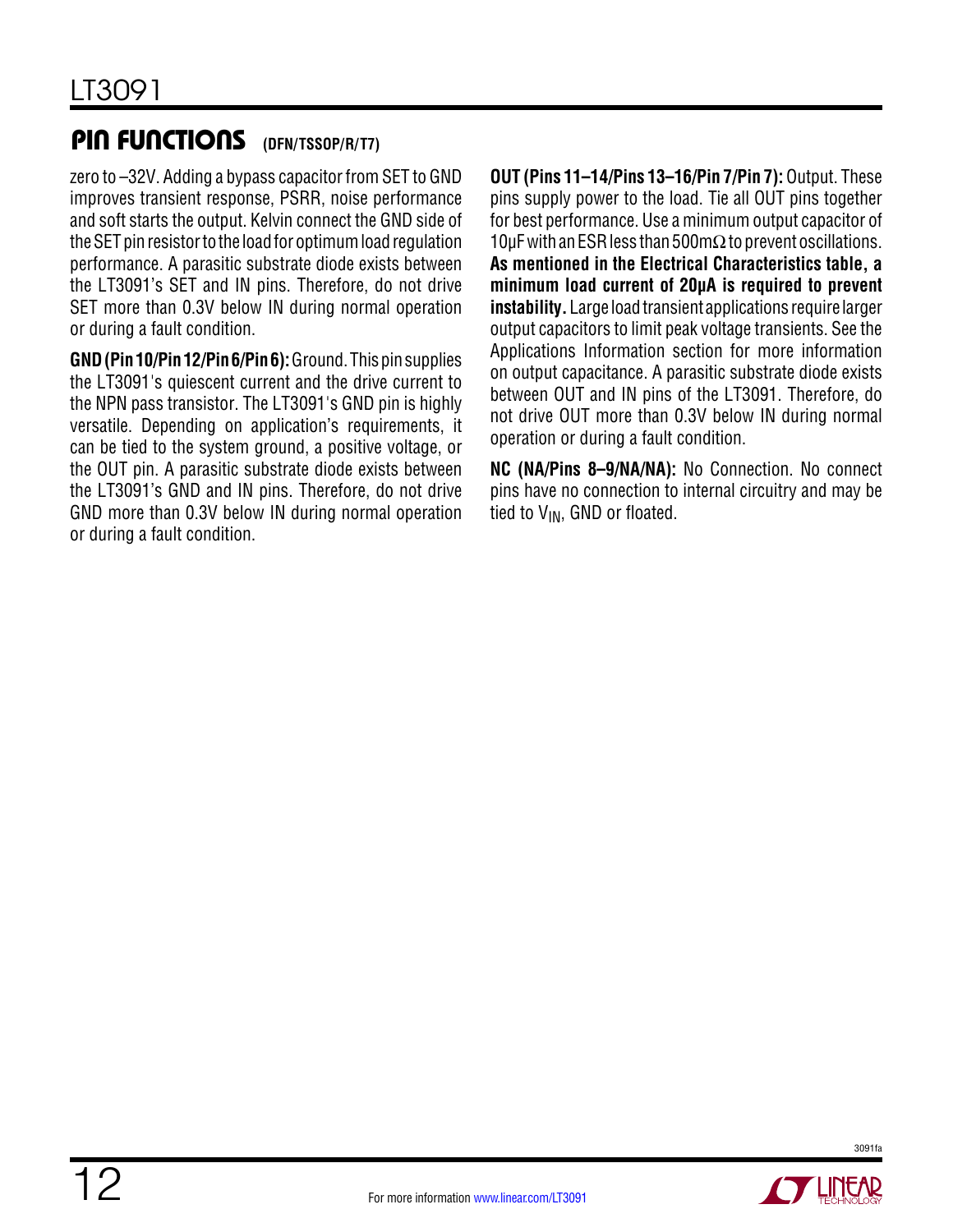## PIN FUNCTIONS (DFN/TSSOP/R/T7)

zero to –32V. Adding a bypass capacitor from SET to GND improves transient response, PSRR, noise performance and soft starts the output. Kelvin connect the GND side of the SET pin resistor to the load for optimum load regulation performance. A parasitic substrate diode exists between the LT3091's SET and IN pins. Therefore, do not drive SET more than 0.3V below IN during normal operation or during a fault condition.

**GND (Pin 10/Pin 12/Pin 6/Pin 6):** Ground. This pin supplies the LT3091's quiescent current and the drive current to the NPN pass transistor. The LT3091's GND pin is highly versatile. Depending on application's requirements, it can be tied to the system ground, a positive voltage, or the OUT pin. A parasitic substrate diode exists between the LT3091's GND and IN pins. Therefore, do not drive GND more than 0.3V below IN during normal operation or during a fault condition.

**OUT (Pins 11–14/Pins 13–16/Pin 7/Pin 7):** Output. These pins supply power to the load. Tie all OUT pins together for best performance. Use a minimum output capacitor of 10μF with an ESR less than 500mΩ to prevent oscillations. **As mentioned in the Electrical Characteristics table, a minimum load current of 20μA is required to prevent instability.** Large load transient applications require larger output capacitors to limit peak voltage transients. See the Applications Information section for more information on output capacitance. A parasitic substrate diode exists between OUT and IN pins of the LT3091. Therefore, do not drive OUT more than 0.3V below IN during normal operation or during a fault condition.

**NC (NA/Pins 8–9/NA/NA):** No Connection. No connect pins have no connection to internal circuitry and may be tied to $V_{IN}$, GND or floated.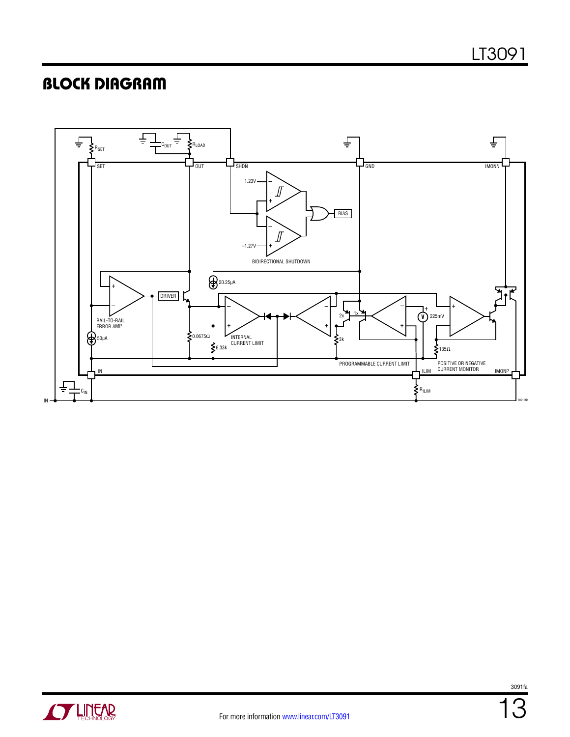## BLOCK DIAGRAM

SET
OUT
SHDN
GND
IMONN
$R_{SET}$
$C_{OUT}$
$R_{LOAD}$
1.23V
–1.27V
BIAS
BIDIRECTIONAL SHUTDOWN
RAIL-TO-RAIL
ERROR AMP
DRIVER
20.25µA
50µA
0.0675Ω
6.33k
INTERNAL
CURRENT LIMIT
3k
2x
1x
225mV
135Ω
PROGRAMMABLE CURRENT LIMIT
POSITIVE OR NEGATIVE
CURRENT MONITOR
IN
ILIM
IMONP
$C_{IN}$
$R_{ILIM}$
IN
3091 BD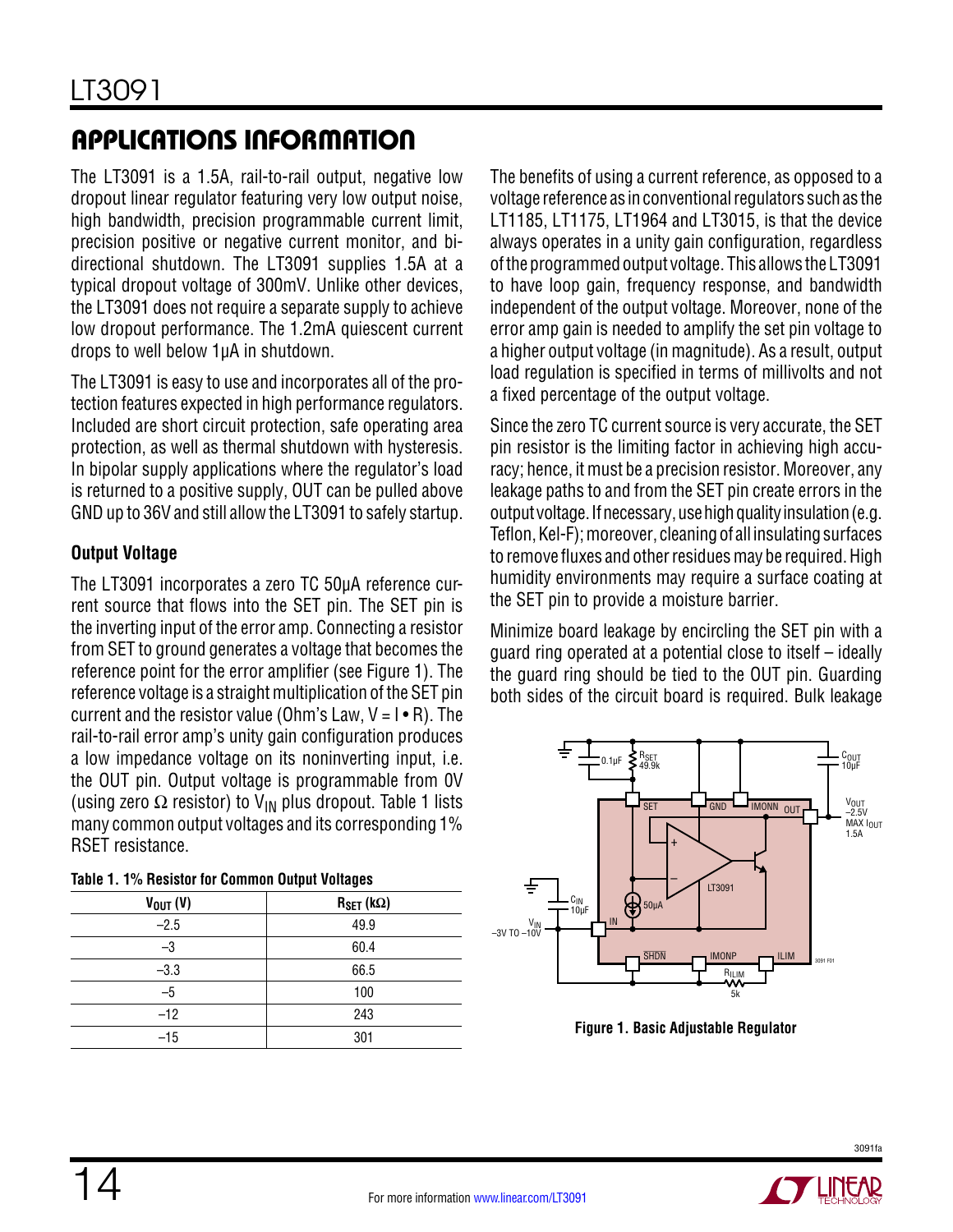## APPLICATIONS INFORMATION

The LT3091 is a 1.5A, rail-to-rail output, negative low dropout linear regulator featuring very low output noise, high bandwidth, precision programmable current limit, precision positive or negative current monitor, and bi-directional shutdown. The LT3091 supplies 1.5A at a typical dropout voltage of 300mV. Unlike other devices, the LT3091 does not require a separate supply to achieve low dropout performance. The 1.2mA quiescent current drops to well below 1µA in shutdown.

The LT3091 is easy to use and incorporates all of the protection features expected in high performance regulators. Included are short circuit protection, safe operating area protection, as well as thermal shutdown with hysteresis. In bipolar supply applications where the regulator's load is returned to a positive supply, OUT can be pulled above GND up to 36V and still allow the LT3091 to safely startup.

### Output Voltage

The LT3091 incorporates a zero TC 50µA reference current source that flows into the SET pin. The SET pin is the inverting input of the error amp. Connecting a resistor from SET to ground generates a voltage that becomes the reference point for the error amplifier (see Figure 1). The reference voltage is a straight multiplication of the SET pin current and the resistor value (Ohm's Law, $V = I \cdot R$). The rail-to-rail error amp's unity gain configuration produces a low impedance voltage on its noninverting input, i.e. the OUT pin. Output voltage is programmable from 0V (using zero Ω resistor) to $V_{IN}$ plus dropout. Table 1 lists many common output voltages and its corresponding 1% RSET resistance.

**Table 1. 1% Resistor for Common Output Voltages**

| $V_{OUT}$ (V) | $R_{SET}$ (kΩ) |
|---|---|
| –2.5 | 49.9 |
| –3 | 60.4 |
| –3.3 | 66.5 |
| –5 | 100 |
| –12 | 243 |
| –15 | 301 |

The benefits of using a current reference, as opposed to a voltage reference as in conventional regulators such as the LT1185, LT1175, LT1964 and LT3015, is that the device always operates in a unity gain configuration, regardless of the programmed output voltage. This allows the LT3091 to have loop gain, frequency response, and bandwidth independent of the output voltage. Moreover, none of the error amp gain is needed to amplify the set pin voltage to a higher output voltage (in magnitude). As a result, output load regulation is specified in terms of millivolts and not a fixed percentage of the output voltage.

Since the zero TC current source is very accurate, the SET pin resistor is the limiting factor in achieving high accuracy; hence, it must be a precision resistor. Moreover, any leakage paths to and from the SET pin create errors in the output voltage. If necessary, use high quality insulation (e.g. Teflon, Kel-F); moreover, cleaning of all insulating surfaces to remove fluxes and other residues may be required. High humidity environments may require a surface coating at the SET pin to provide a moisture barrier.

Minimize board leakage by encircling the SET pin with a guard ring operated at a potential close to itself – ideally the guard ring should be tied to the OUT pin. Guarding both sides of the circuit board is required. Bulk leakage

0.1µF
$R_{SET}$
49.9k
$C_{OUT}$
10µF
SET
GND
IMONN
OUT
$V_{OUT}$
–2.5V
MAX $I_{OUT}$
1.5A
LT3091
50µA
$C_{IN}$
10µF
$V_{IN}$
–3V TO –10V
IN
SHDN
IMONP
ILIM
$R_{ILIM}$
5k
3091 F01

**Figure 1. Basic Adjustable Regulator**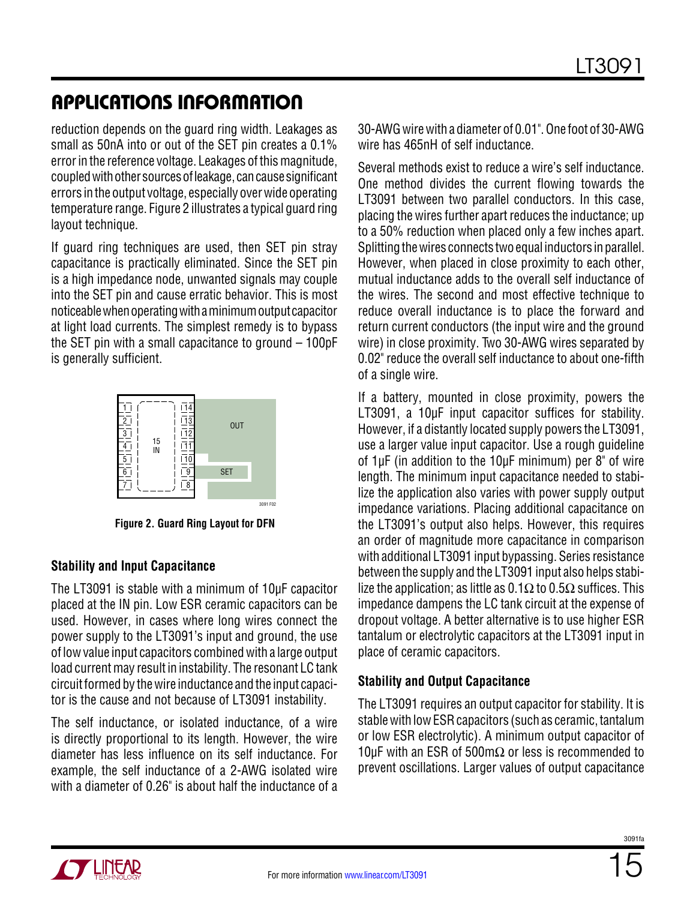## APPLICATIONS INFORMATION

reduction depends on the guard ring width. Leakages as small as 50nA into or out of the SET pin creates a 0.1% error in the reference voltage. Leakages of this magnitude, coupled with other sources of leakage, can cause significant errors in the output voltage, especially over wide operating temperature range. Figure 2 illustrates a typical guard ring layout technique.

If guard ring techniques are used, then SET pin stray capacitance is practically eliminated. Since the SET pin is a high impedance node, unwanted signals may couple into the SET pin and cause erratic behavior. This is most noticeable when operating with a minimum output capacitor at light load currents. The simplest remedy is to bypass the SET pin with a small capacitance to ground – 100pF is generally sufficient.

1
2
3
4
5
6
7
15
IN
14
13
12
11
10
9
8
OUT
SET
3091 F02

**Figure 2. Guard Ring Layout for DFN**

### Stability and Input Capacitance

The LT3091 is stable with a minimum of 10µF capacitor placed at the IN pin. Low ESR ceramic capacitors can be used. However, in cases where long wires connect the power supply to the LT3091's input and ground, the use of low value input capacitors combined with a large output load current may result in instability. The resonant LC tank circuit formed by the wire inductance and the input capacitor is the cause and not because of LT3091 instability.

The self inductance, or isolated inductance, of a wire is directly proportional to its length. However, the wire diameter has less influence on its self inductance. For example, the self inductance of a 2-AWG isolated wire with a diameter of 0.26" is about half the inductance of a 30-AWG wire with a diameter of 0.01". One foot of 30-AWG wire has 465nH of self inductance.

Several methods exist to reduce a wire's self inductance. One method divides the current flowing towards the LT3091 between two parallel conductors. In this case, placing the wires further apart reduces the inductance; up to a 50% reduction when placed only a few inches apart. Splitting the wires connects two equal inductors in parallel. However, when placed in close proximity to each other, mutual inductance adds to the overall self inductance of the wires. The second and most effective technique to reduce overall inductance is to place the forward and return current conductors (the input wire and the ground wire) in close proximity. Two 30-AWG wires separated by 0.02" reduce the overall self inductance to about one-fifth of a single wire.

If a battery, mounted in close proximity, powers the LT3091, a 10µF input capacitor suffices for stability. However, if a distantly located supply powers the LT3091, use a larger value input capacitor. Use a rough guideline of 1µF (in addition to the 10µF minimum) per 8" of wire length. The minimum input capacitance needed to stabilize the application also varies with power supply output impedance variations. Placing additional capacitance on the LT3091's output also helps. However, this requires an order of magnitude more capacitance in comparison with additional LT3091 input bypassing. Series resistance between the supply and the LT3091 input also helps stabilize the application; as little as 0.1Ω to 0.5Ω suffices. This impedance dampens the LC tank circuit at the expense of dropout voltage. A better alternative is to use higher ESR tantalum or electrolytic capacitors at the LT3091 input in place of ceramic capacitors.

### Stability and Output Capacitance

The LT3091 requires an output capacitor for stability. It is stable with low ESR capacitors (such as ceramic, tantalum or low ESR electrolytic). A minimum output capacitor of 10µF with an ESR of 500mΩ or less is recommended to prevent oscillations. Larger values of output capacitance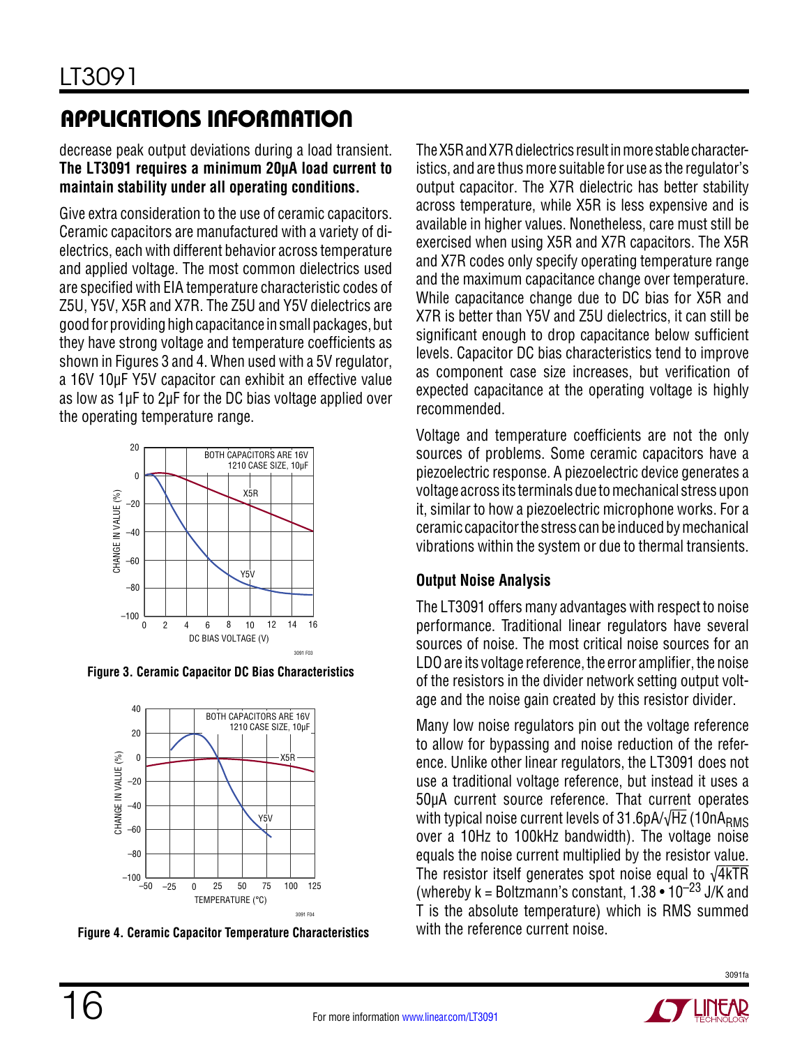## APPLICATIONS INFORMATION

decrease peak output deviations during a load transient. **The LT3091 requires a minimum 20µA load current to maintain stability under all operating conditions.**

Give extra consideration to the use of ceramic capacitors. Ceramic capacitors are manufactured with a variety of dielectrics, each with different behavior across temperature and applied voltage. The most common dielectrics used are specified with EIA temperature characteristic codes of Z5U, Y5V, X5R and X7R. The Z5U and Y5V dielectrics are good for providing high capacitance in small packages, but they have strong voltage and temperature coefficients as shown in Figures 3 and 4. When used with a 5V regulator, a 16V 10µF Y5V capacitor can exhibit an effective value as low as 1µF to 2µF for the DC bias voltage applied over the operating temperature range.

BOTH CAPACITORS ARE 16V
1210 CASE SIZE, 10µF
X5R
Y5V
CHANGE IN VALUE (%)
20
0
–20
–40
–60
–80
–100
0 2 4 6 8 10 12 14 16
DC BIAS VOLTAGE (V)
3091 F03

**Figure 3. Ceramic Capacitor DC Bias Characteristics**

BOTH CAPACITORS ARE 16V
1210 CASE SIZE, 10µF
X5R
Y5V
CHANGE IN VALUE (%)
40
20
0
–20
–40
–60
–80
–100
–50 –25 0 25 50 75 100 125
TEMPERATURE (°C)
3091 F04

**Figure 4. Ceramic Capacitor Temperature Characteristics**

The X5R and X7R dielectrics result in more stable characteristics, and are thus more suitable for use as the regulator's output capacitor. The X7R dielectric has better stability across temperature, while X5R is less expensive and is available in higher values. Nonetheless, care must still be exercised when using X5R and X7R capacitors. The X5R and X7R codes only specify operating temperature range and the maximum capacitance change over temperature. While capacitance change due to DC bias for X5R and X7R is better than Y5V and Z5U dielectrics, it can still be significant enough to drop capacitance below sufficient levels. Capacitor DC bias characteristics tend to improve as component case size increases, but verification of expected capacitance at the operating voltage is highly recommended.

Voltage and temperature coefficients are not the only sources of problems. Some ceramic capacitors have a piezoelectric response. A piezoelectric device generates a voltage across its terminals due to mechanical stress upon it, similar to how a piezoelectric microphone works. For a ceramic capacitor the stress can be induced by mechanical vibrations within the system or due to thermal transients.

### Output Noise Analysis

The LT3091 offers many advantages with respect to noise performance. Traditional linear regulators have several sources of noise. The most critical noise sources for an LDO are its voltage reference, the error amplifier, the noise of the resistors in the divider network setting output voltage and the noise gain created by this resistor divider.

Many low noise regulators pin out the voltage reference to allow for bypassing and noise reduction of the reference. Unlike other linear regulators, the LT3091 does not use a traditional voltage reference, but instead it uses a 50µA current source reference. That current operates with typical noise current levels of $31.6\text{pA}/\sqrt{\text{Hz}}$ ($10\text{nA}_{RMS}$ over a 10Hz to 100kHz bandwidth). The voltage noise equals the noise current multiplied by the resistor value. The resistor itself generates spot noise equal to $\sqrt{4kTR}$ (whereby k = Boltzmann's constant, $1.38 \cdot 10^{-23}$ J/K and T is the absolute temperature) which is RMS summed with the reference current noise.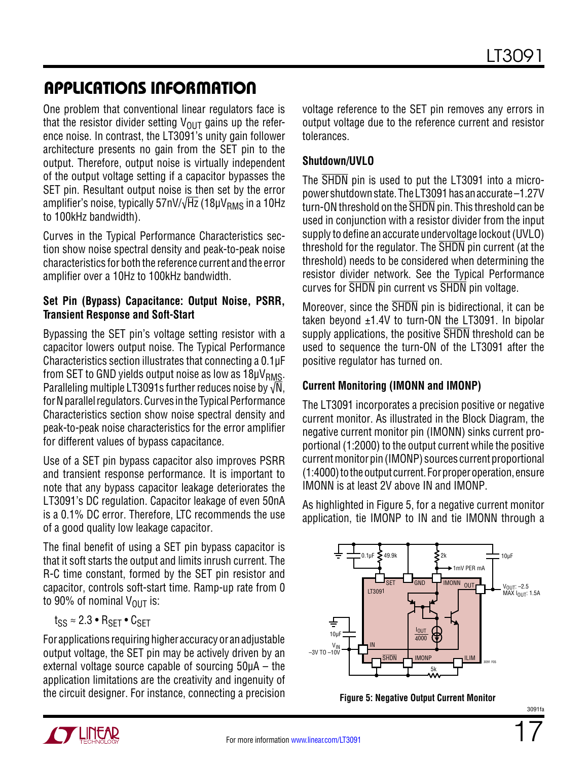# APPLICATIONS INFORMATION

One problem that conventional linear regulators face is that the resistor divider setting $V_{OUT}$ gains up the reference noise. In contrast, the LT3091's unity gain follower architecture presents no gain from the SET pin to the output. Therefore, output noise is virtually independent of the output voltage setting if a capacitor bypasses the SET pin. Resultant output noise is then set by the error amplifier's noise, typically $57nV/\sqrt{Hz}$ ($18\mu V_{RMS}$ in a 10Hz to 100kHz bandwidth).

Curves in the Typical Performance Characteristics section show noise spectral density and peak-to-peak noise characteristics for both the reference current and the error amplifier over a 10Hz to 100kHz bandwidth.

### Set Pin (Bypass) Capacitance: Output Noise, PSRR, Transient Response and Soft-Start

Bypassing the SET pin's voltage setting resistor with a capacitor lowers output noise. The Typical Performance Characteristics section illustrates that connecting a 0.1µF from SET to GND yields output noise as low as $18\mu V_{RMS}$. Paralleling multiple LT3091s further reduces noise by $\sqrt{N}$, for N parallel regulators. Curves in the Typical Performance Characteristics section show noise spectral density and peak-to-peak noise characteristics for the error amplifier for different values of bypass capacitance.

Use of a SET pin bypass capacitor also improves PSRR and transient response performance. It is important to note that any bypass capacitor leakage deteriorates the LT3091's DC regulation. Capacitor leakage of even 50nA is a 0.1% DC error. Therefore, LTC recommends the use of a good quality low leakage capacitor.

The final benefit of using a SET pin bypass capacitor is that it soft starts the output and limits inrush current. The R-C time constant, formed by the SET pin resistor and capacitor, controls soft-start time. Ramp-up rate from 0 to 90% of nominal $V_{OUT}$ is:

$$t_{SS} \approx 2.3 \bullet R_{SET} \bullet C_{SET}$$

For applications requiring higher accuracy or an adjustable output voltage, the SET pin may be actively driven by an external voltage source capable of sourcing 50µA – the application limitations are the creativity and ingenuity of the circuit designer. For instance, connecting a precision voltage reference to the SET pin removes any errors in output voltage due to the reference current and resistor tolerances.

### Shutdown/UVLO

The $\overline{SHDN}$ pin is used to put the LT3091 into a micropower shutdown state. The LT3091 has an accurate –1.27V turn-ON threshold on the $\overline{SHDN}$ pin. This threshold can be used in conjunction with a resistor divider from the input supply to define an accurate undervoltage lockout (UVLO) threshold for the regulator. The $\overline{SHDN}$ pin current (at the threshold) needs to be considered when determining the resistor divider network. See the Typical Performance curves for $\overline{SHDN}$ pin current vs $\overline{SHDN}$ pin voltage.

Moreover, since the $\overline{SHDN}$ pin is bidirectional, it can be taken beyond ±1.4V to turn-ON the LT3091. In bipolar supply applications, the positive $\overline{SHDN}$ threshold can be used to sequence the turn-ON of the LT3091 after the positive regulator has turned on.

### Current Monitoring (IMONN and IMONP)

The LT3091 incorporates a precision positive or negative current monitor. As illustrated in the Block Diagram, the negative current monitor pin (IMONN) sinks current proportional (1:2000) to the output current while the positive current monitor pin (IMONP) sources current proportional (1:4000) to the output current. For proper operation, ensure IMONN is at least 2V above IN and IMONP.

As highlighted in Figure 5, for a negative current monitor application, tie IMONP to IN and tie IMONN through a

0.1µF
49.9k
2k
10µF
1mV PER mA
SET
GND
IMONN
OUT
LT3091
$V_{OUT}$: –2.5
MAX $I_{OUT}$: 1.5A
10µF
$V_{IN}$
–3V TO –10V
IN
$\frac{I_{OUT}}{4000}$
$\overline{SHDN}$
IMONP
ILIM
5k
3091 F05

**Figure 5: Negative Output Current Monitor**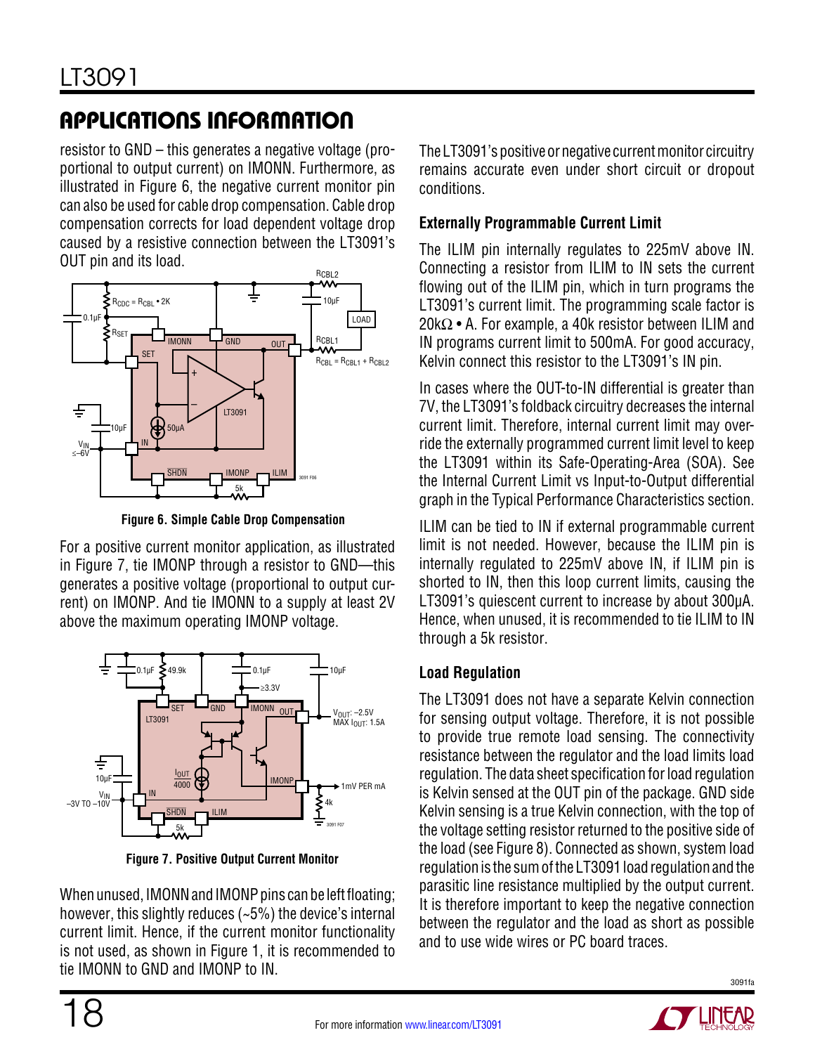## APPLICATIONS INFORMATION

resistor to GND – this generates a negative voltage (proportional to output current) on IMONN. Furthermore, as illustrated in Figure 6, the negative current monitor pin can also be used for cable drop compensation. Cable drop compensation corrects for load dependent voltage drop caused by a resistive connection between the LT3091's OUT pin and its load.

**Figure 6. Simple Cable Drop Compensation**

For a positive current monitor application, as illustrated in Figure 7, tie IMONP through a resistor to GND—this generates a positive voltage (proportional to output current) on IMONP. And tie IMONN to a supply at least 2V above the maximum operating IMONP voltage.

**Figure 7. Positive Output Current Monitor**

When unused, IMONN and IMONP pins can be left floating; however, this slightly reduces (~5%) the device's internal current limit. Hence, if the current monitor functionality is not used, as shown in Figure 1, it is recommended to tie IMONN to GND and IMONP to IN.

The LT3091's positive or negative current monitor circuitry remains accurate even under short circuit or dropout conditions.

### Externally Programmable Current Limit

The ILIM pin internally regulates to 225mV above IN. Connecting a resistor from ILIM to IN sets the current flowing out of the ILIM pin, which in turn programs the LT3091's current limit. The programming scale factor is 20kΩ • A. For example, a 40k resistor between ILIM and IN programs current limit to 500mA. For good accuracy, Kelvin connect this resistor to the LT3091's IN pin.

In cases where the OUT-to-IN differential is greater than 7V, the LT3091's foldback circuitry decreases the internal current limit. Therefore, internal current limit may override the externally programmed current limit level to keep the LT3091 within its Safe-Operating-Area (SOA). See the Internal Current Limit vs Input-to-Output differential graph in the Typical Performance Characteristics section.

ILIM can be tied to IN if external programmable current limit is not needed. However, because the ILIM pin is internally regulated to 225mV above IN, if ILIM pin is shorted to IN, then this loop current limits, causing the LT3091's quiescent current to increase by about 300µA. Hence, when unused, it is recommended to tie ILIM to IN through a 5k resistor.

### Load Regulation

The LT3091 does not have a separate Kelvin connection for sensing output voltage. Therefore, it is not possible to provide true remote load sensing. The connectivity resistance between the regulator and the load limits load regulation. The data sheet specification for load regulation is Kelvin sensed at the OUT pin of the package. GND side Kelvin sensing is a true Kelvin connection, with the top of the voltage setting resistor returned to the positive side of the load (see Figure 8). Connected as shown, system load regulation is the sum of the LT3091 load regulation and the parasitic line resistance multiplied by the output current. It is therefore important to keep the negative connection between the regulator and the load as short as possible and to use wide wires or PC board traces.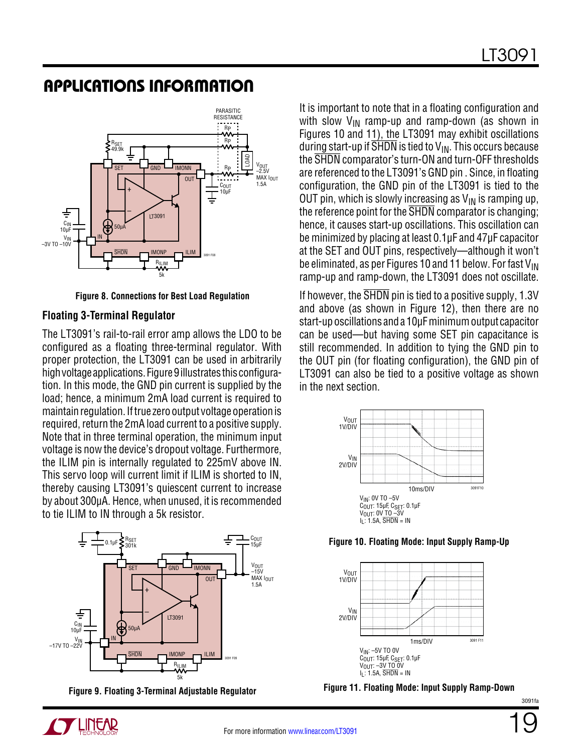## APPLICATIONS INFORMATION

PARASITIC RESISTANCE

$R_P$

$R_P$

$R_P$

$R_{SET}$ 49.9k

SET GND IMONN

OUT

LOAD

$V_{OUT}$ –2.5V MAX $I_{OUT}$ 1.5A

$C_{OUT}$ 10µF

LT3091

$C_{IN}$ 10µF

$V_{IN}$ –3V TO –10V

IN

50µA

SHDN IMONP ILIM

$R_{ILIM}$ 5k

3091 F08

**Figure 8. Connections for Best Load Regulation**

### Floating 3-Terminal Regulator

The LT3091's rail-to-rail error amp allows the LDO to be configured as a floating three-terminal regulator. With proper protection, the LT3091 can be used in arbitrarily high voltage applications. Figure 9 illustrates this configuration. In this mode, the GND pin current is supplied by the load; hence, a minimum 2mA load current is required to maintain regulation. If true zero output voltage operation is required, return the 2mA load current to a positive supply. Note that in three terminal operation, the minimum input voltage is now the device's dropout voltage. Furthermore, the ILIM pin is internally regulated to 225mV above IN. This servo loop will current limit if ILIM is shorted to IN, thereby causing LT3091's quiescent current to increase by about 300µA. Hence, when unused, it is recommended to tie ILIM to IN through a 5k resistor.

0.1µF

$R_{SET}$ 301k

$C_{OUT}$ 15µF

SET GND IMONN

OUT

$V_{OUT}$ –15V MAX $I_{OUT}$ 1.5A

LT3091

$C_{IN}$ 10µF

$V_{IN}$ –17V TO –22V

IN

50µA

SHDN IMONP ILIM

$R_{ILIM}$ 5k

3091 F09

**Figure 9. Floating 3-Terminal Adjustable Regulator**

It is important to note that in a floating configuration and with slow $V_{IN}$ ramp-up and ramp-down (as shown in Figures 10 and 11), the LT3091 may exhibit oscillations during start-up if SHDN is tied to $V_{IN}$. This occurs because the SHDN comparator's turn-ON and turn-OFF thresholds are referenced to the LT3091's GND pin . Since, in floating configuration, the GND pin of the LT3091 is tied to the OUT pin, which is slowly increasing as $V_{IN}$ is ramping up, the reference point for the SHDN comparator is changing; hence, it causes start-up oscillations. This oscillation can be minimized by placing at least 0.1µF and 47µF capacitor at the SET and OUT pins, respectively—although it won't be eliminated, as per Figures 10 and 11 below. For fast $V_{IN}$ ramp-up and ramp-down, the LT3091 does not oscillate.

If however, the SHDN pin is tied to a positive supply, 1.3V and above (as shown in Figure 12), then there are no start-up oscillations and a 10µF minimum output capacitor can be used—but having some SET pin capacitance is still recommended. In addition to tying the GND pin to the OUT pin (for floating configuration), the GND pin of LT3091 can also be tied to a positive voltage as shown in the next section.

$V_{OUT}$ 1V/DIV

$V_{IN}$ 2V/DIV

10ms/DIV

3091F10

$V_{IN}$: 0V TO –5V
$C_{OUT}$: 15µF, $C_{SET}$: 0.1µF
$V_{OUT}$: 0V TO –3V
$I_L$: 1.5A, SHDN = IN

**Figure 10. Floating Mode: Input Supply Ramp-Up**

$V_{OUT}$ 1V/DIV

$V_{IN}$ 2V/DIV

1ms/DIV

3091 F11

$V_{IN}$: –5V TO 0V
$C_{OUT}$: 15µF, $C_{SET}$: 0.1µF
$V_{OUT}$: –3V TO 0V
$I_L$: 1.5A, SHDN = IN

**Figure 11. Floating Mode: Input Supply Ramp-Down**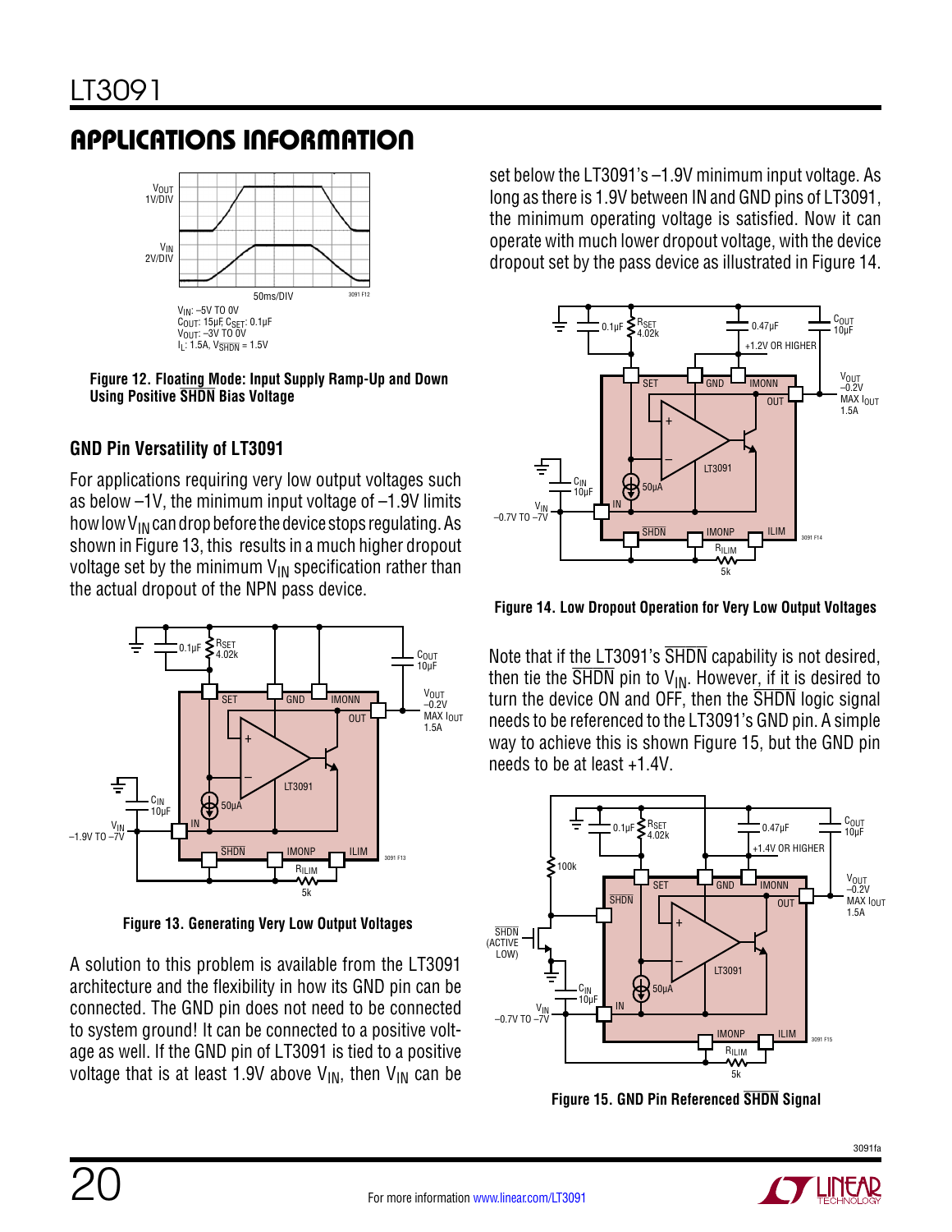## APPLICATIONS INFORMATION

VOUT 1V/DIV

VIN 2V/DIV

50ms/DIV

$V_{IN}$: –5V TO 0V
$C_{OUT}$: 15µF, $C_{SET}$: 0.1µF
$V_{OUT}$: –3V TO 0V
$I_L$: 1.5A, $V_{\overline{SHDN}}$ = 1.5V

**Figure 12. Floating Mode: Input Supply Ramp-Up and Down Using Positive $\overline{\text{SHDN}}$ Bias Voltage**

### GND Pin Versatility of LT3091

For applications requiring very low output voltages such as below –1V, the minimum input voltage of –1.9V limits how low $V_{IN}$ can drop before the device stops regulating. As shown in Figure 13, this results in a much higher dropout voltage set by the minimum $V_{IN}$ specification rather than the actual dropout of the NPN pass device.

**Figure 13. Generating Very Low Output Voltages**

A solution to this problem is available from the LT3091 architecture and the flexibility in how its GND pin can be connected. The GND pin does not need to be connected to system ground! It can be connected to a positive voltage as well. If the GND pin of LT3091 is tied to a positive voltage that is at least 1.9V above $V_{IN}$, then $V_{IN}$ can be set below the LT3091's –1.9V minimum input voltage. As long as there is 1.9V between IN and GND pins of LT3091, the minimum operating voltage is satisfied. Now it can operate with much lower dropout voltage, with the device dropout set by the pass device as illustrated in Figure 14.

**Figure 14. Low Dropout Operation for Very Low Output Voltages**

Note that if the LT3091's $\overline{\text{SHDN}}$ capability is not desired, then tie the $\overline{\text{SHDN}}$ pin to $V_{IN}$. However, if it is desired to turn the device ON and OFF, then the $\overline{\text{SHDN}}$ logic signal needs to be referenced to the LT3091's GND pin. A simple way to achieve this is shown Figure 15, but the GND pin needs to be at least +1.4V.

**Figure 15. GND Pin Referenced $\overline{\text{SHDN}}$ Signal**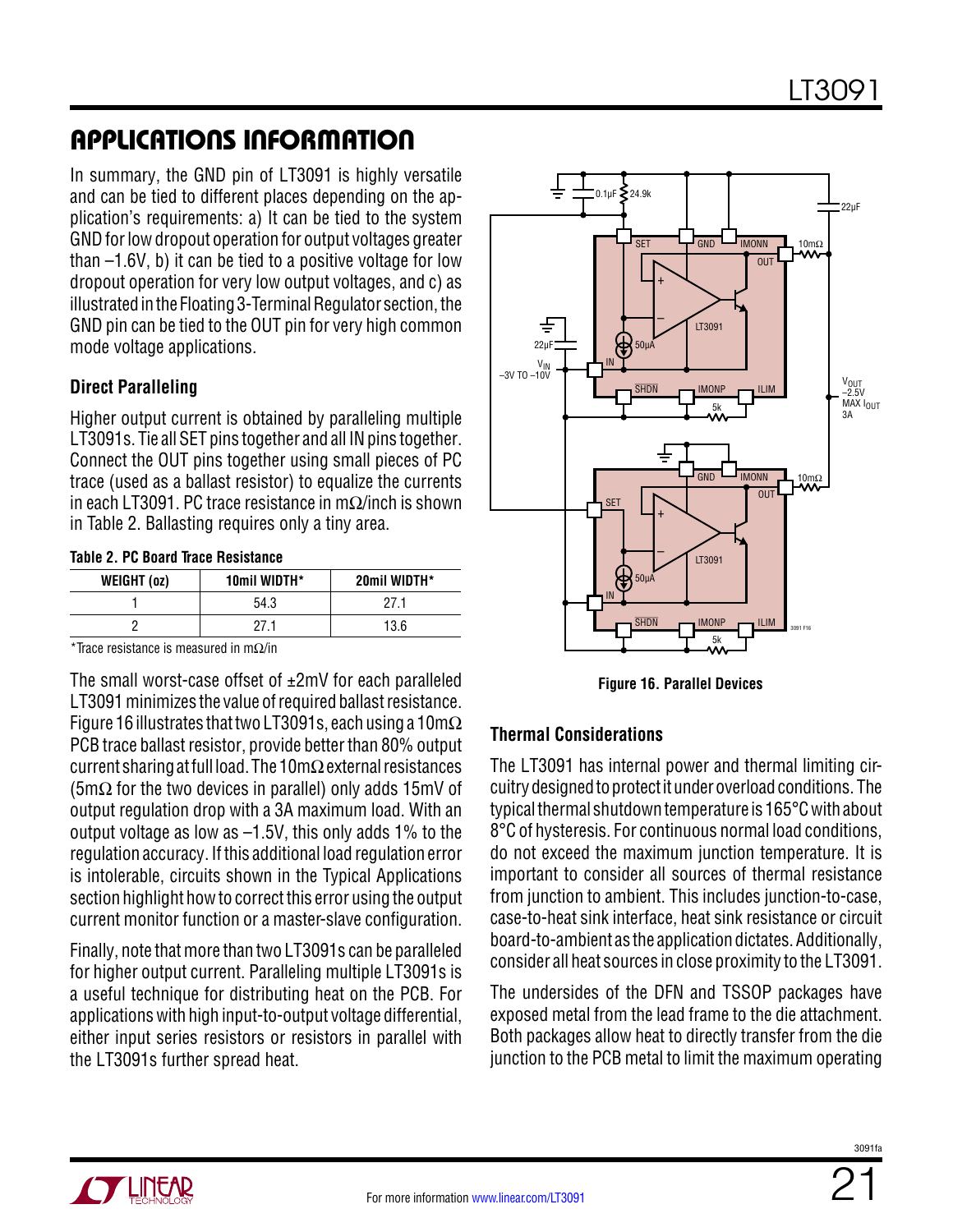## APPLICATIONS INFORMATION

In summary, the GND pin of LT3091 is highly versatile and can be tied to different places depending on the application's requirements: a) It can be tied to the system GND for low dropout operation for output voltages greater than –1.6V, b) it can be tied to a positive voltage for low dropout operation for very low output voltages, and c) as illustrated in the Floating 3-Terminal Regulator section, the GND pin can be tied to the OUT pin for very high common mode voltage applications.

### Direct Paralleling

Higher output current is obtained by paralleling multiple LT3091s. Tie all SET pins together and all IN pins together. Connect the OUT pins together using small pieces of PC trace (used as a ballast resistor) to equalize the currents in each LT3091. PC trace resistance in mΩ/inch is shown in Table 2. Ballasting requires only a tiny area.

**Table 2. PC Board Trace Resistance**

| WEIGHT (oz) | 10mil WIDTH* | 20mil WIDTH* |
|---|---|---|
| 1 | 54.3 | 27.1 |
| 2 | 27.1 | 13.6 |

*Trace resistance is measured in mΩ/in

The small worst-case offset of ±2mV for each paralleled LT3091 minimizes the value of required ballast resistance. Figure 16 illustrates that two LT3091s, each using a 10mΩ PCB trace ballast resistor, provide better than 80% output current sharing at full load. The 10mΩ external resistances (5mΩ for the two devices in parallel) only adds 15mV of output regulation drop with a 3A maximum load. With an output voltage as low as –1.5V, this only adds 1% to the regulation accuracy. If this additional load regulation error is intolerable, circuits shown in the Typical Applications section highlight how to correct this error using the output current monitor function or a master-slave configuration.

Finally, note that more than two LT3091s can be paralleled for higher output current. Paralleling multiple LT3091s is a useful technique for distributing heat on the PCB. For applications with high input-to-output voltage differential, either input series resistors or resistors in parallel with the LT3091s further spread heat.

0.1µF
24.9k
22µF
SET
GND
IMONN
10mΩ
OUT
LT3091
22µF
50µA
$V_{IN}$
–3V TO –10V
IN
$\overline{SHDN}$
IMONP
ILIM
5k
$V_{OUT}$
–2.5V
MAX $I_{OUT}$
3A
GND
IMONN
10mΩ
OUT
SET
LT3091
50µA
IN
$\overline{SHDN}$
IMONP
ILIM
5k
3091 F16

**Figure 16. Parallel Devices**

### Thermal Considerations

The LT3091 has internal power and thermal limiting circuitry designed to protect it under overload conditions. The typical thermal shutdown temperature is 165°C with about 8°C of hysteresis. For continuous normal load conditions, do not exceed the maximum junction temperature. It is important to consider all sources of thermal resistance from junction to ambient. This includes junction-to-case, case-to-heat sink interface, heat sink resistance or circuit board-to-ambient as the application dictates. Additionally, consider all heat sources in close proximity to the LT3091.

The undersides of the DFN and TSSOP packages have exposed metal from the lead frame to the die attachment. Both packages allow heat to directly transfer from the die junction to the PCB metal to limit the maximum operating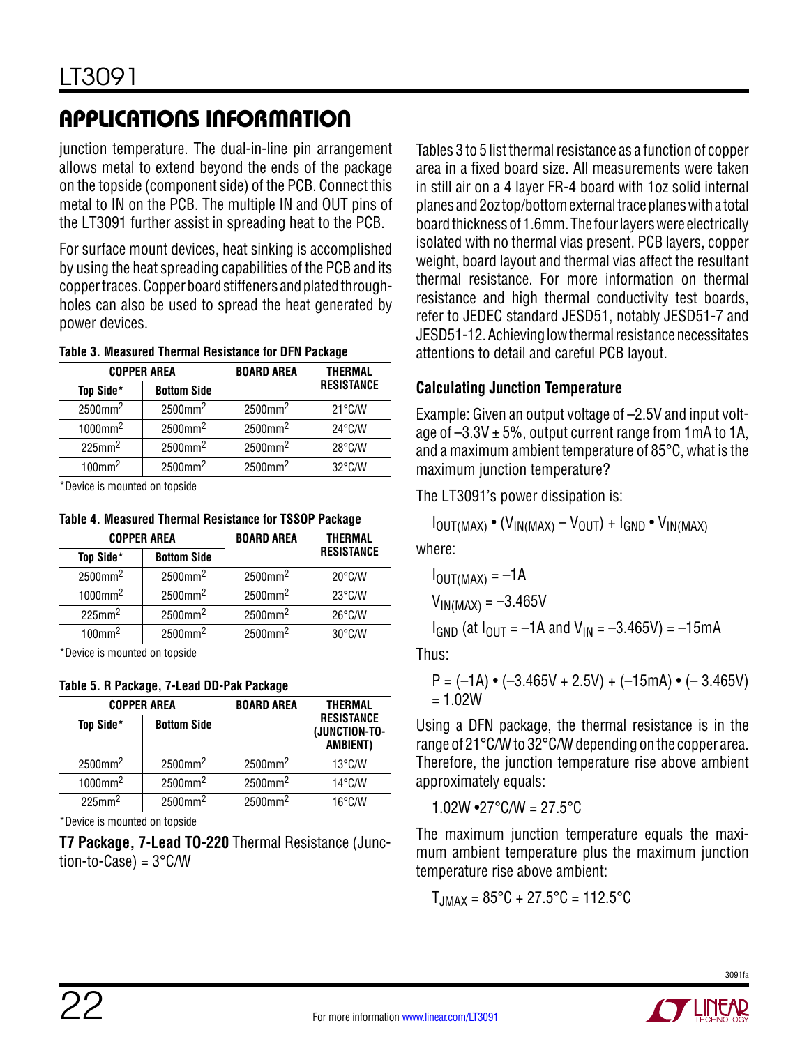## APPLICATIONS INFORMATION

junction temperature. The dual-in-line pin arrangement allows metal to extend beyond the ends of the package on the topside (component side) of the PCB. Connect this metal to IN on the PCB. The multiple IN and OUT pins of the LT3091 further assist in spreading heat to the PCB.

For surface mount devices, heat sinking is accomplished by using the heat spreading capabilities of the PCB and its copper traces. Copper board stiffeners and plated through-holes can also be used to spread the heat generated by power devices.

**Table 3. Measured Thermal Resistance for DFN Package**

| COPPER AREA | | BOARD AREA | THERMAL RESISTANCE |
|---|---|---|---|
| **Top Side*** | **Bottom Side** | | |
| $2500mm^2$ | $2500mm^2$ | $2500mm^2$ | 21°C/W |
| $1000mm^2$ | $2500mm^2$ | $2500mm^2$ | 24°C/W |
| $225mm^2$ | $2500mm^2$ | $2500mm^2$ | 28°C/W |
| $100mm^2$ | $2500mm^2$ | $2500mm^2$ | 32°C/W |

*Device is mounted on topside

**Table 4. Measured Thermal Resistance for TSSOP Package**

| COPPER AREA | | BOARD AREA | THERMAL RESISTANCE |
|---|---|---|---|
| **Top Side*** | **Bottom Side** | | |
| $2500mm^2$ | $2500mm^2$ | $2500mm^2$ | 20°C/W |
| $1000mm^2$ | $2500mm^2$ | $2500mm^2$ | 23°C/W |
| $225mm^2$ | $2500mm^2$ | $2500mm^2$ | 26°C/W |
| $100mm^2$ | $2500mm^2$ | $2500mm^2$ | 30°C/W |

*Device is mounted on topside

**Table 5. R Package, 7-Lead DD-Pak Package**

| COPPER AREA | | BOARD AREA | THERMAL RESISTANCE (JUNCTION-TO-AMBIENT) |
|---|---|---|---|
| **Top Side*** | **Bottom Side** | | |
| $2500mm^2$ | $2500mm^2$ | $2500mm^2$ | 13°C/W |
| $1000mm^2$ | $2500mm^2$ | $2500mm^2$ | 14°C/W |
| $225mm^2$ | $2500mm^2$ | $2500mm^2$ | 16°C/W |

*Device is mounted on topside

**T7 Package, 7-Lead TO-220** Thermal Resistance (Junction-to-Case) = 3°C/W

Tables 3 to 5 list thermal resistance as a function of copper area in a fixed board size. All measurements were taken in still air on a 4 layer FR-4 board with 1oz solid internal planes and 2oz top/bottom external trace planes with a total board thickness of 1.6mm. The four layers were electrically isolated with no thermal vias present. PCB layers, copper weight, board layout and thermal vias affect the resultant thermal resistance. For more information on thermal resistance and high thermal conductivity test boards, refer to JEDEC standard JESD51, notably JESD51-7 and JESD51-12. Achieving low thermal resistance necessitates attentions to detail and careful PCB layout.

### Calculating Junction Temperature

Example: Given an output voltage of –2.5V and input voltage of –3.3V ± 5%, output current range from 1mA to 1A, and a maximum ambient temperature of 85°C, what is the maximum junction temperature?

The LT3091's power dissipation is:

$$I_{OUT(MAX)} \bullet (V_{IN(MAX)} - V_{OUT}) + I_{GND} \bullet V_{IN(MAX)}$$

where:

$I_{OUT(MAX)} = -1A$

$V_{IN(MAX)} = -3.465V$

$I_{GND}$ (at $I_{OUT} = -1A$ and $V_{IN} = -3.465V$) = –15mA

Thus:

$$P = (-1A) \bullet (-3.465V + 2.5V) + (-15mA) \bullet (-3.465V) = 1.02W$$

Using a DFN package, the thermal resistance is in the range of 21°C/W to 32°C/W depending on the copper area. Therefore, the junction temperature rise above ambient approximately equals:

$$1.02W \bullet 27°C/W = 27.5°C$$

The maximum junction temperature equals the maximum ambient temperature plus the maximum junction temperature rise above ambient:

$$T_{JMAX} = 85°C + 27.5°C = 112.5°C$$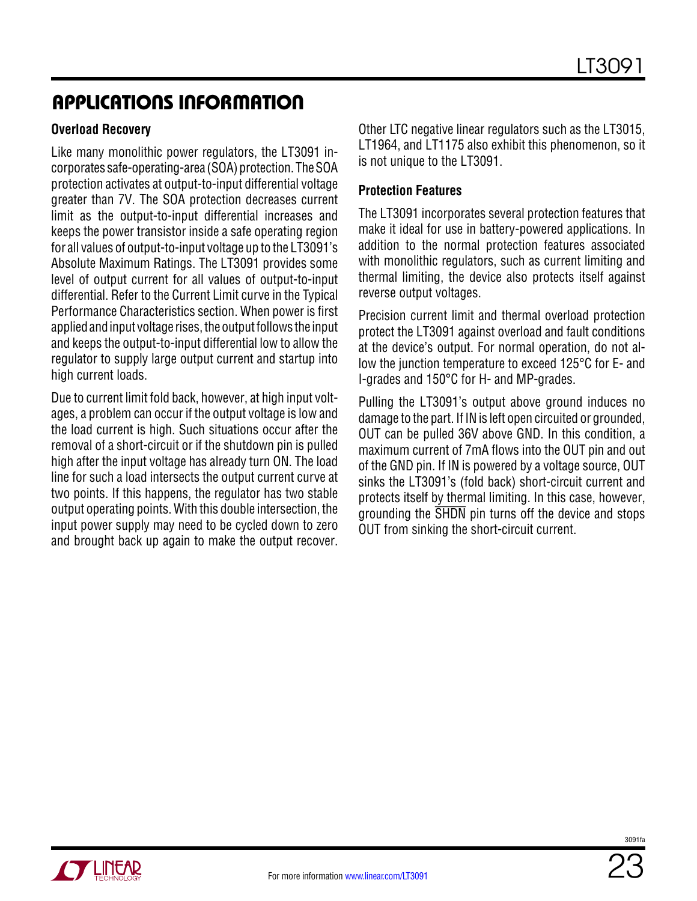## APPLICATIONS INFORMATION

### Overload Recovery

Like many monolithic power regulators, the LT3091 incorporates safe-operating-area (SOA) protection. The SOA protection activates at output-to-input differential voltage greater than 7V. The SOA protection decreases current limit as the output-to-input differential increases and keeps the power transistor inside a safe operating region for all values of output-to-input voltage up to the LT3091's Absolute Maximum Ratings. The LT3091 provides some level of output current for all values of output-to-input differential. Refer to the Current Limit curve in the Typical Performance Characteristics section. When power is first applied and input voltage rises, the output follows the input and keeps the output-to-input differential low to allow the regulator to supply large output current and startup into high current loads.

Due to current limit fold back, however, at high input voltages, a problem can occur if the output voltage is low and the load current is high. Such situations occur after the removal of a short-circuit or if the shutdown pin is pulled high after the input voltage has already turn ON. The load line for such a load intersects the output current curve at two points. If this happens, the regulator has two stable output operating points. With this double intersection, the input power supply may need to be cycled down to zero and brought back up again to make the output recover. Other LTC negative linear regulators such as the LT3015, LT1964, and LT1175 also exhibit this phenomenon, so it is not unique to the LT3091.

### Protection Features

The LT3091 incorporates several protection features that make it ideal for use in battery-powered applications. In addition to the normal protection features associated with monolithic regulators, such as current limiting and thermal limiting, the device also protects itself against reverse output voltages.

Precision current limit and thermal overload protection protect the LT3091 against overload and fault conditions at the device's output. For normal operation, do not allow the junction temperature to exceed 125°C for E- and I-grades and 150°C for H- and MP-grades.

Pulling the LT3091's output above ground induces no damage to the part. If IN is left open circuited or grounded, OUT can be pulled 36V above GND. In this condition, a maximum current of 7mA flows into the OUT pin and out of the GND pin. If IN is powered by a voltage source, OUT sinks the LT3091's (fold back) short-circuit current and protects itself by thermal limiting. In this case, however, grounding the $\overline{\text{SHDN}}$ pin turns off the device and stops OUT from sinking the short-circuit current.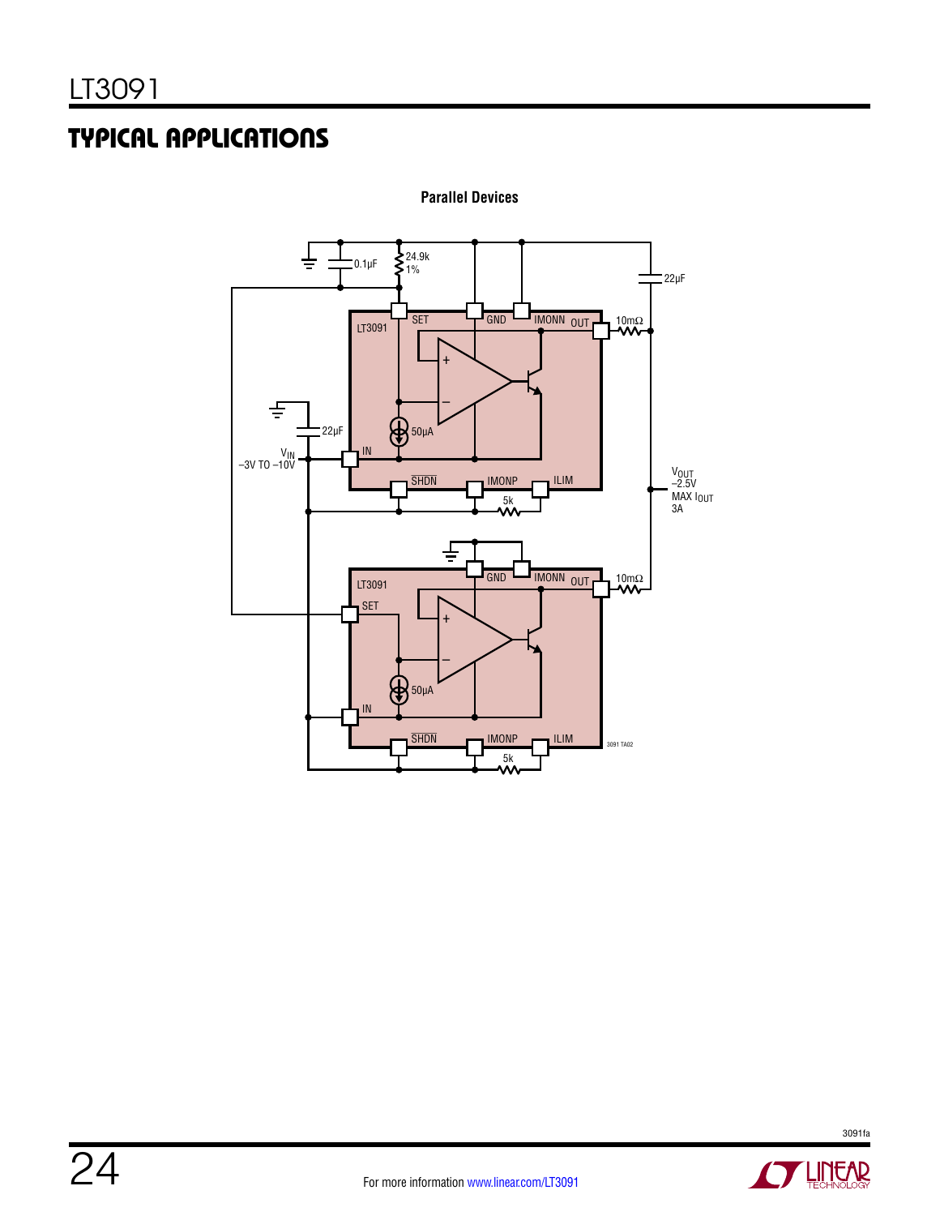## TYPICAL APPLICATIONS

**Parallel Devices**

0.1µF
24.9k
1%
22µF
SET
GND
IMONN
OUT
LT3091
10mΩ
50µA
22µF
$V_{IN}$
–3V TO –10V
IN
$\overline{SHDN}$
IMONP
ILIM
5k
$V_{OUT}$
–2.5V
MAX $I_{OUT}$
3A
GND
IMONN
OUT
LT3091
10mΩ
SET
50µA
IN
$\overline{SHDN}$
IMONP
ILIM
5k
3091 TA02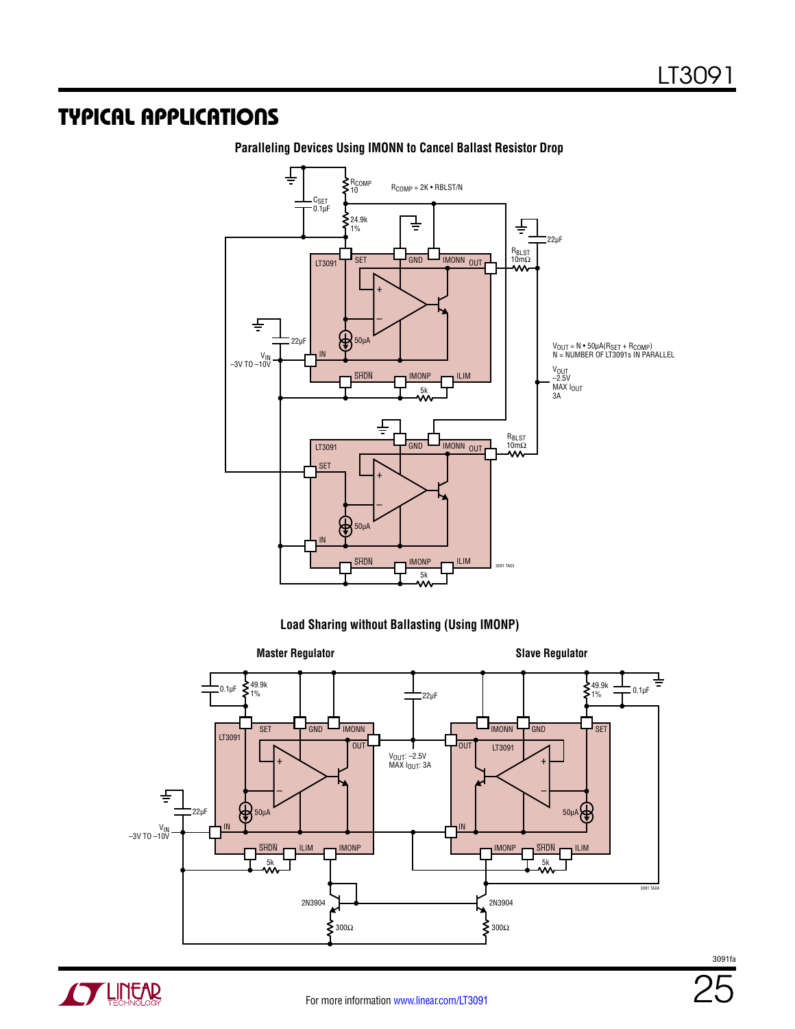## TYPICAL APPLICATIONS

**Paralleling Devices Using IMONN to Cancel Ballast Resistor Drop**

$R_{COMP}$ 10

$R_{COMP}$ = 2K • RBLST/N

$C_{SET}$ 0.1µF

24.9k 1%

22µF

$R_{BLST}$ 10mΩ

LT3091

SET GND IMONN OUT

50µA

22µF

$V_{IN}$ –3V TO –10V

IN

SHDN IMONP ILIM

5k

$V_{OUT}$ = N • 50µA($R_{SET}$ + $R_{COMP}$)
N = NUMBER OF LT3091s IN PARALLEL

$V_{OUT}$ –2.5V
MAX $I_{OUT}$ 3A

$R_{BLST}$ 10mΩ

LT3091

GND IMONN OUT

SET

50µA

IN

SHDN IMONP ILIM

5k

3091 TA03

**Load Sharing without Ballasting (Using IMONP)**

**Master Regulator**

**Slave Regulator**

0.1µF

49.9k 1%

22µF

49.9k 1%

0.1µF

SET GND IMONN

LT3091

OUT

IMONN GND SET

OUT

LT3091

$V_{OUT}$: –2.5V
MAX $I_{OUT}$: 3A

22µF

$V_{IN}$ –3V TO –10V

50µA

50µA

IN

IN

SHDN ILIM IMONP

IMONP SHDN ILIM

5k

5k

2N3904

2N3904

300Ω

300Ω

3091 TA04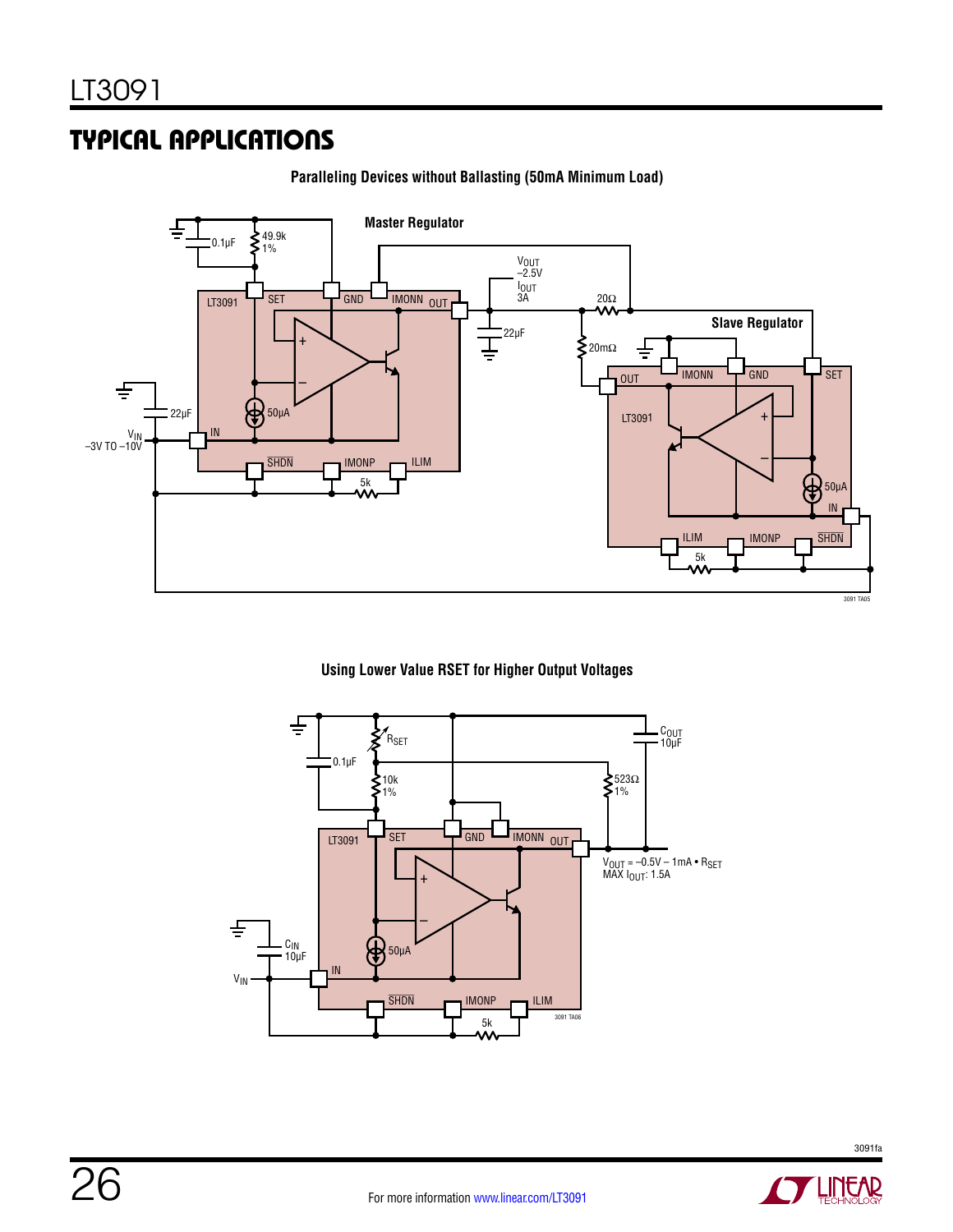## TYPICAL APPLICATIONS

**Paralleling Devices without Ballasting (50mA Minimum Load)**

Master Regulator

LT3091

0.1µF

49.9k
1%

SET

GND

IMONN

OUT

$V_{OUT}$
–2.5V
$I_{OUT}$
3A

22µF

20Ω

20mΩ

50µA

22µF

$V_{IN}$
–3V TO –10V

IN

SHDN

IMONP

ILIM

5k

Slave Regulator

OUT

IMONN

GND

SET

LT3091

50µA

IN

ILIM

IMONP

SHDN

5k

3091 TA05

**Using Lower Value RSET for Higher Output Voltages**

$R_{SET}$

$C_{OUT}$
10µF

0.1µF

10k
1%

523Ω
1%

LT3091

SET

GND

IMONN

OUT

$V_{OUT} = –0.5V – 1mA \cdot R_{SET}$
MAX $I_{OUT}$: 1.5A

$C_{IN}$
10µF

50µA

$V_{IN}$

IN

SHDN

IMONP

ILIM

5k

3091 TA06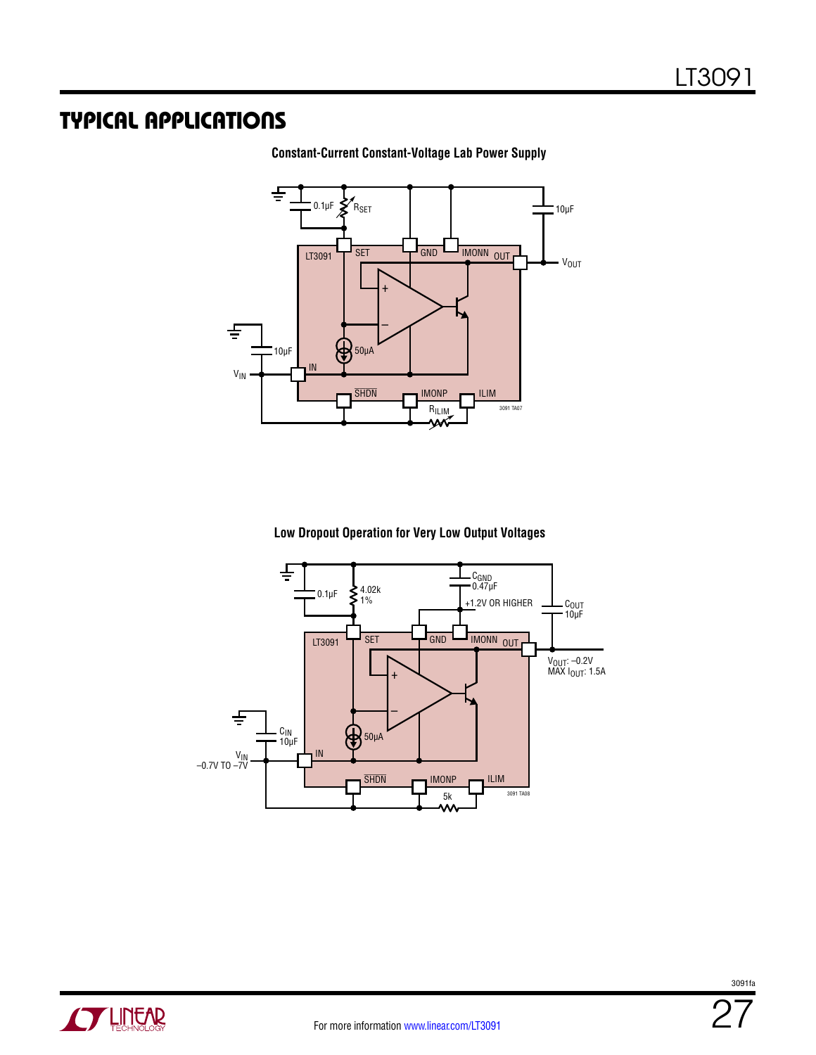## TYPICAL APPLICATIONS

**Constant-Current Constant-Voltage Lab Power Supply**

0.1µF
$R_{SET}$
10µF
LT3091
SET
GND
IMONN
OUT
$V_{OUT}$
50µA
10µF
$V_{IN}$
IN
SHDN
IMONP
ILIM
$R_{ILIM}$
3091 TA07

**Low Dropout Operation for Very Low Output Voltages**

0.1µF
4.02k
1%
$C_{GND}$
0.47µF
+1.2V OR HIGHER
$C_{OUT}$
10µF
LT3091
SET
GND
IMONN
OUT
$V_{OUT}$: –0.2V
MAX $I_{OUT}$: 1.5A
$C_{IN}$
10µF
50µA
$V_{IN}$
–0.7V TO –7V
IN
SHDN
IMONP
ILIM
5k
3091 TA08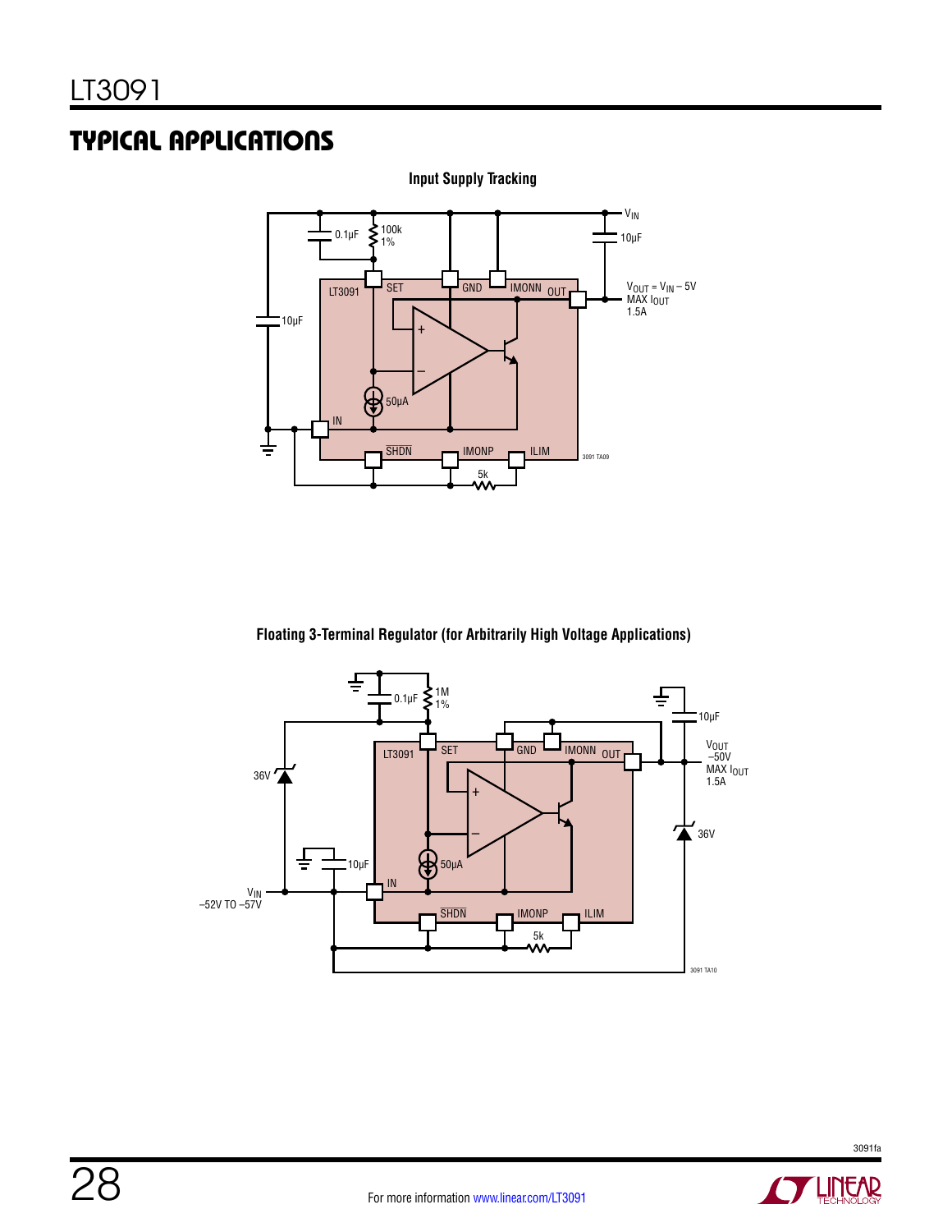## TYPICAL APPLICATIONS

**Input Supply Tracking**

$V_{IN}$

0.1µF

100k
1%

10µF

LT3091

SET

GND

IMONN

OUT

$V_{OUT} = V_{IN} – 5V$
MAX $I_{OUT}$
1.5A

10µF

50µA

IN

SHDN

IMONP

ILIM

5k

3091 TA09

**Floating 3-Terminal Regulator (for Arbitrarily High Voltage Applications)**

0.1µF

1M
1%

10µF

LT3091

SET

GND

IMONN

OUT

$V_{OUT}$
–50V
MAX $I_{OUT}$
1.5A

36V

36V

10µF

50µA

$V_{IN}$
–52V TO –57V

IN

SHDN

IMONP

ILIM

5k

3091 TA10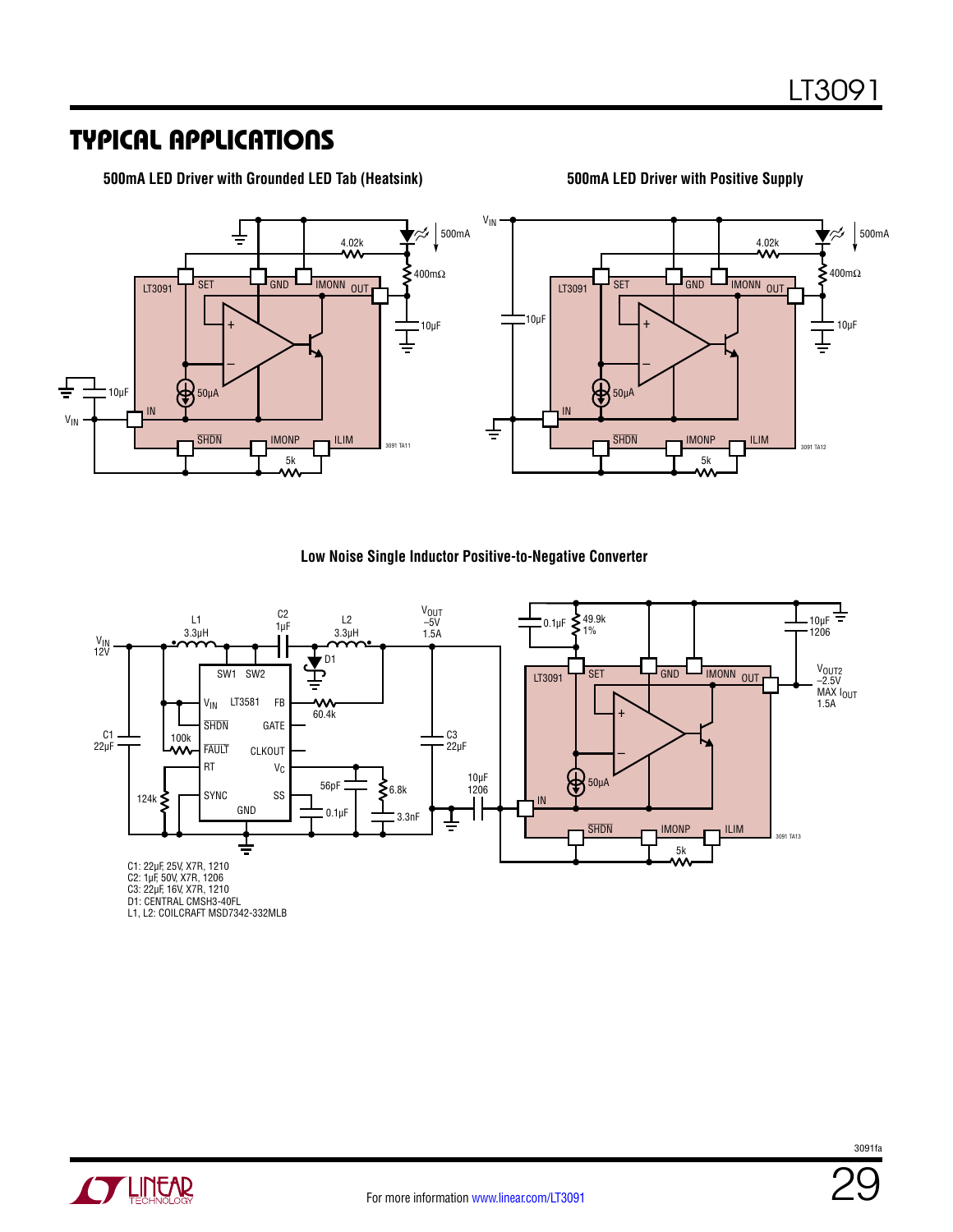## TYPICAL APPLICATIONS

**500mA LED Driver with Grounded LED Tab (Heatsink)**

LT3091
SET
GND
IMONN
OUT
4.02k
500mA
400mΩ
10µF
10µF
50µA
IN
$V_{IN}$
SHDN
IMONP
ILIM
5k
3091 TA11

**500mA LED Driver with Positive Supply**

$V_{IN}$
LT3091
SET
GND
IMONN
OUT
4.02k
500mA
400mΩ
10µF
10µF
50µA
IN
SHDN
IMONP
ILIM
5k
3091 TA12

**Low Noise Single Inductor Positive-to-Negative Converter**

$V_{IN}$
12V
L1
3.3µH
C2
1µF
L2
3.3µH
$V_{OUT}$
–5V
1.5A
D1
SW1 SW2
$V_{IN}$ LT3581 FB
60.4k
SHDN GATE
FAULT CLKOUT
100k
RT $V_C$
SYNC SS
GND
124k
C1
22µF
56pF
6.8k
0.1µF
3.3nF
C3
22µF
10µF
1206
0.1µF
49.9k
1%
10µF
1206
LT3091
SET
GND
IMONN
OUT
$V_{OUT2}$
–2.5V
MAX $I_{OUT}$
1.5A
50µA
IN
SHDN
IMONP
ILIM
5k
3091 TA13

C1: 22µF, 25V, X7R, 1210
C2: 1µF, 50V, X7R, 1206
C3: 22µF, 16V, X7R, 1210
D1: CENTRAL CMSH3-40FL
L1, L2: COILCRAFT MSD7342-332MLB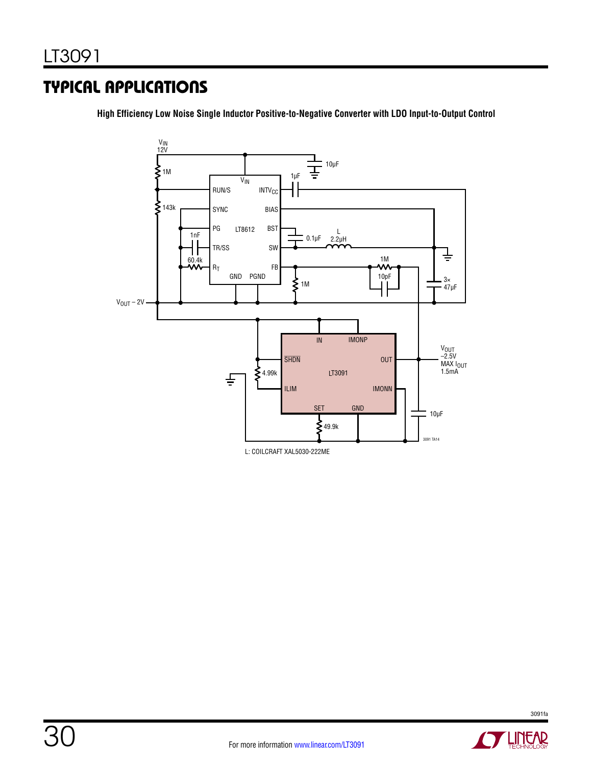## TYPICAL APPLICATIONS

**High Efficiency Low Noise Single Inductor Positive-to-Negative Converter with LDO Input-to-Output Control**

$V_{IN}$ 12V

1M, 143k, 60.4k, 1nF, 10µF, 1µF, 0.1µF, L 2.2µH, 1M, 10pF, 1M, 3× 47µF

LT8612: $V_{IN}$, RUN/S, SYNC, PG, TR/SS, $R_T$, GND, PGND, $INTV_{CC}$, BIAS, BST, SW, FB

$V_{OUT}$ – 2V

LT3091: IN, IMONP, $\overline{SHDN}$, OUT, ILIM, IMONN, SET, GND

4.99k, 49.9k, 10µF

$V_{OUT}$ –2.5V MAX $I_{OUT}$ 1.5mA

3091 TA14

L: COILCRAFT XAL5030-222ME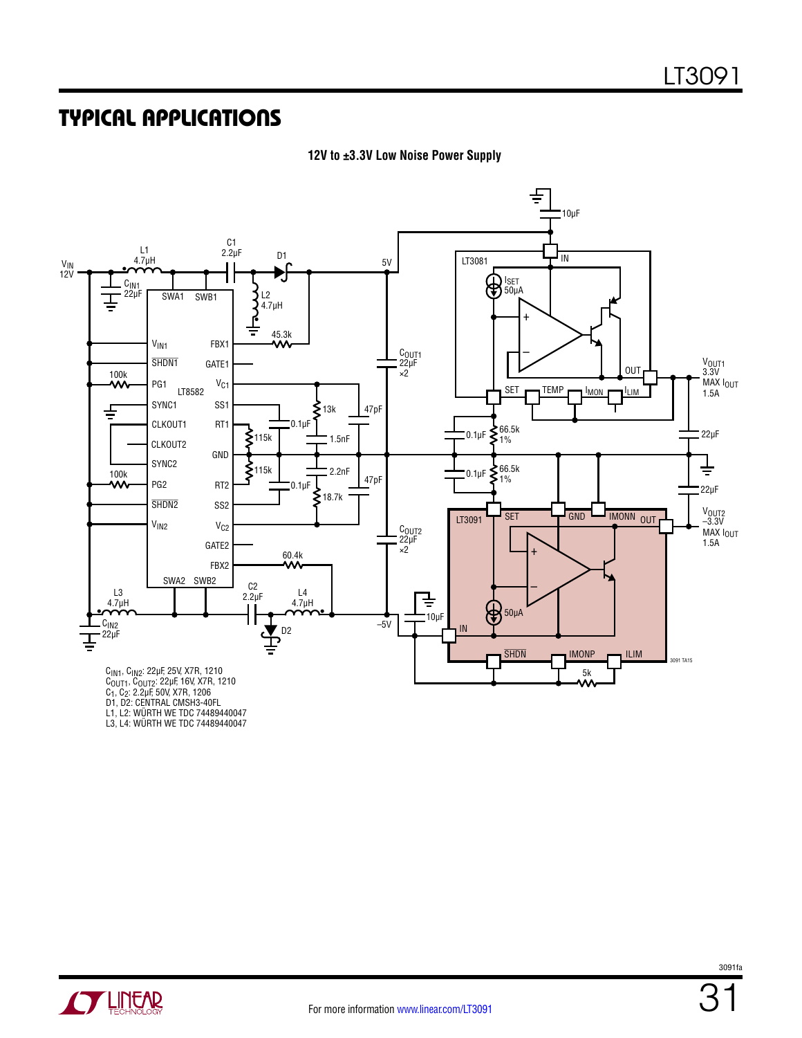## TYPICAL APPLICATIONS

**12V to ±3.3V Low Noise Power Supply**

VIN 12V
L1 4.7µH
C1 2.2µF
D1
5V
L2 4.7µH
45.3k
$C_{IN1}$ 22µF
SWA1 SWB1
$V_{IN1}$ FBX1
$\overline{SHDN1}$ GATE1
100k
PG1 LT8582 $V_{C1}$
SYNC1 SS1
CLKOUT1 RT1
CLKOUT2
GND
SYNC2
100k
PG2 RT2
$\overline{SHDN2}$ SS2
$V_{IN2}$ $V_{C2}$
GATE2
FBX2
SWA2 SWB2
13k
0.1µF
115k
1.5nF
47pF
115k
2.2nF
0.1µF
18.7k
47pF
60.4k
L3 4.7µH
$C_{IN2}$ 22µF
C2 2.2µF
L4 4.7µH
D2
–5V
$C_{OUT1}$ 22µF ×2
$C_{OUT2}$ 22µF ×2
10µF
LT3081
IN
$I_{SET}$ 50µA
OUT
SET TEMP $I_{MON}$ $I_{LIM}$
0.1µF
66.5k 1%
0.1µF
66.5k 1%
22µF
22µF
$V_{OUT1}$ 3.3V MAX $I_{OUT}$ 1.5A
$V_{OUT2}$ –3.3V MAX $I_{OUT}$ 1.5A
LT3091
SET GND IMONN OUT
50µA
10µF
IN
$\overline{SHDN}$ IMONP ILIM
5k
3091 TA15

$C_{IN1}$, $C_{IN2}$: 22µF, 25V, X7R, 1210
$C_{OUT1}$, $C_{OUT2}$: 22µF, 16V, X7R, 1210
$C_1$, $C_2$: 2.2µF, 50V, X7R, 1206
D1, D2: CENTRAL CMSH3-40FL
L1, L2: WÜRTH WE TDC 74489440047
L3, L4: WÜRTH WE TDC 74489440047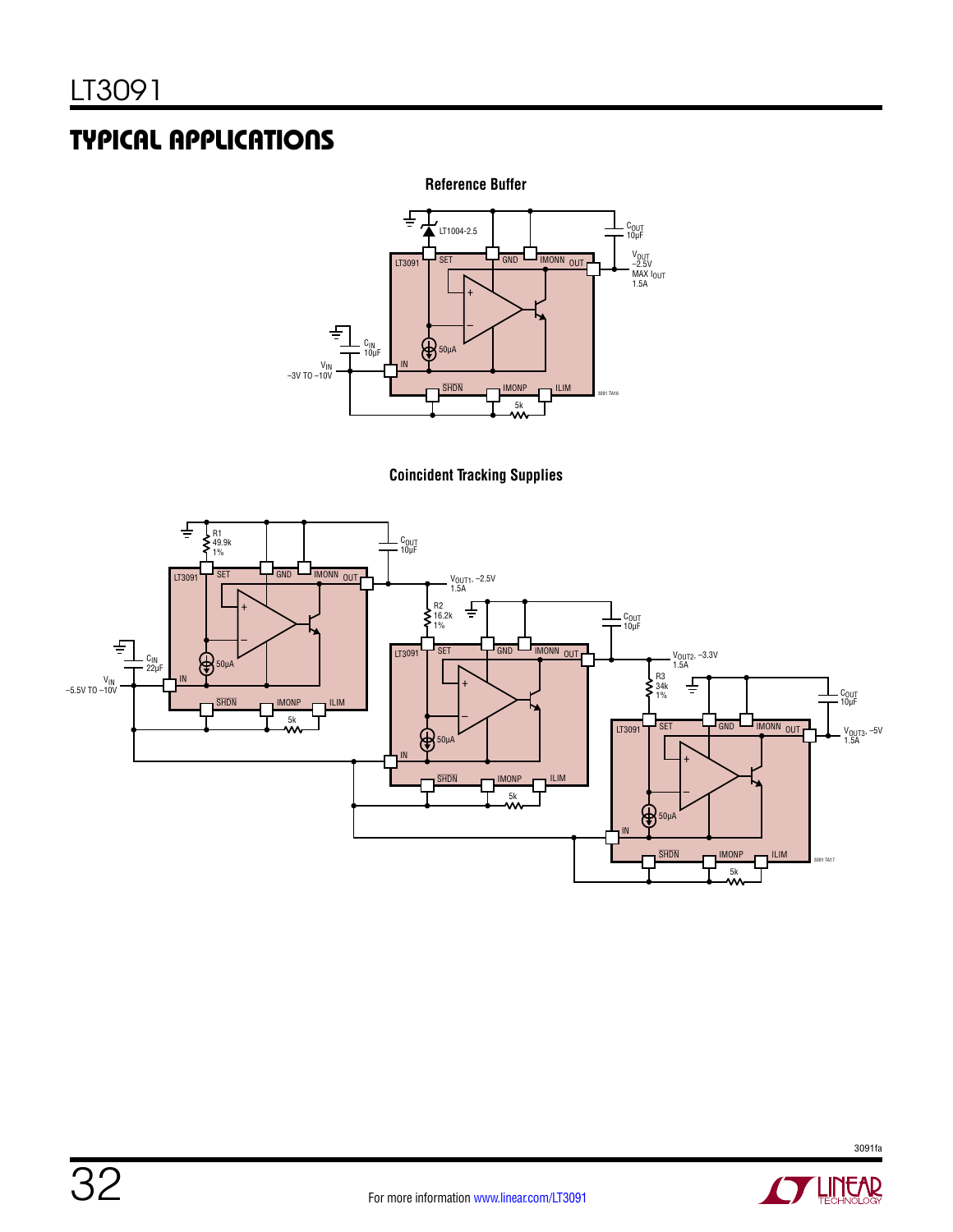## TYPICAL APPLICATIONS

**Reference Buffer**

LT1004-2.5

$C_{OUT}$
10µF

$V_{OUT}$
–2.5V
MAX $I_{OUT}$
1.5A

LT3091
SET
GND
IMONN
OUT
50µA
IN
$\overline{SHDN}$
IMONP
ILIM
5k

$C_{IN}$
10µF

$V_{IN}$
–3V TO –10V

3091 TA16

**Coincident Tracking Supplies**

R1
49.9k
1%

$C_{OUT}$
10µF

LT3091
SET
GND
IMONN
OUT
50µA
IN
$\overline{SHDN}$
IMONP
ILIM
5k

$C_{IN}$
22µF

$V_{IN}$
–5.5V TO –10V

$V_{OUT1}$, –2.5V
1.5A

R2
16.2k
1%

$C_{OUT}$
10µF

$V_{OUT2}$, –3.3V
1.5A

R3
34k
1%

$C_{OUT}$
10µF

$V_{OUT3}$, –5V
1.5A

3091 TA17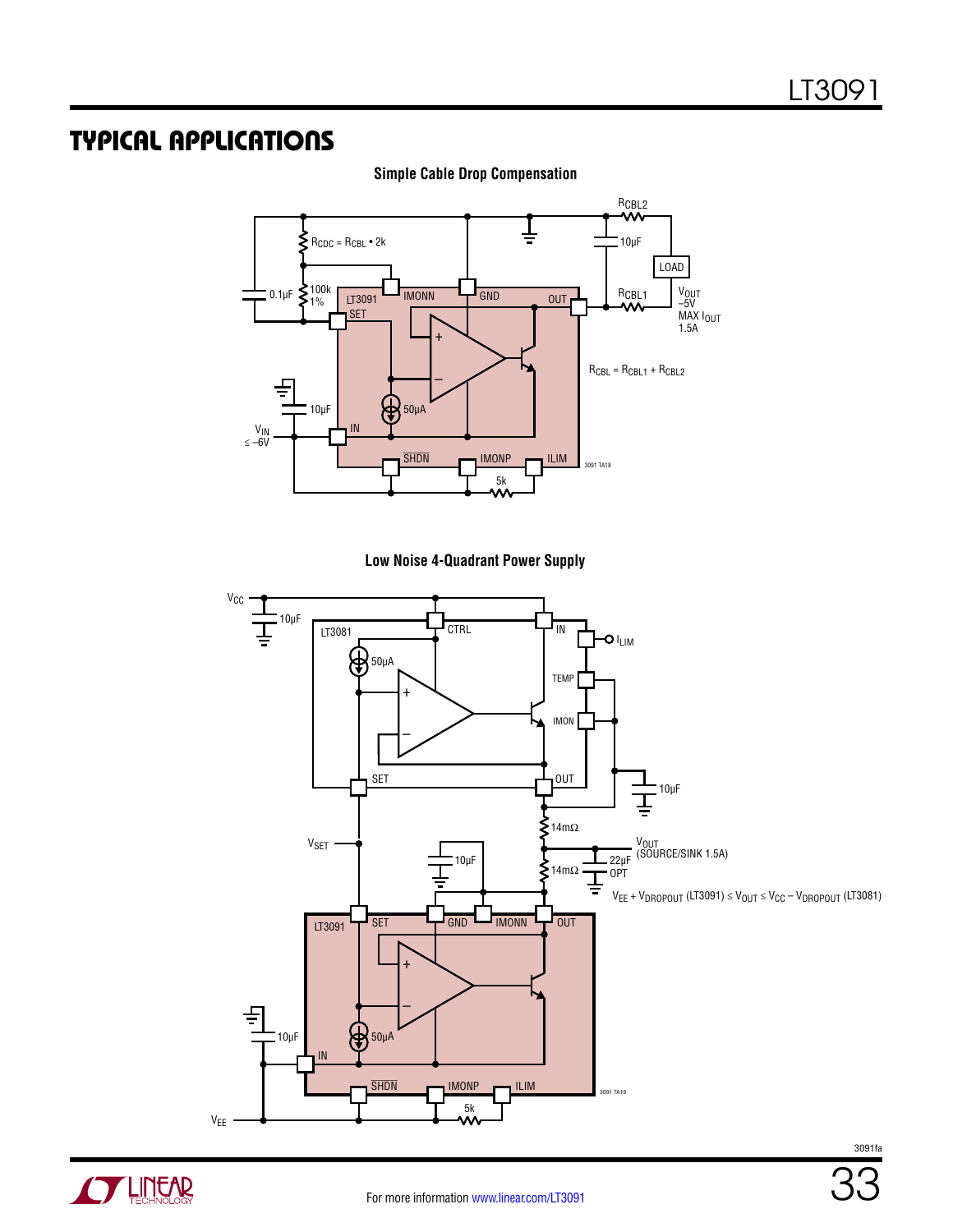## TYPICAL APPLICATIONS

**Simple Cable Drop Compensation**

$R_{CBL2}$

$R_{CDC} = R_{CBL} \bullet 2k$

10µF

LOAD

0.1µF

100k 1%

LT3091

IMONN

GND

OUT

SET

$R_{CBL1}$

$V_{OUT}$ –5V MAX $I_{OUT}$ 1.5A

$R_{CBL} = R_{CBL1} + R_{CBL2}$

50µA

10µF

$V_{IN}$ ≤ –6V

IN

SHDN

IMONP

ILIM

5k

3091 TA18

**Low Noise 4-Quadrant Power Supply**

$V_{CC}$

10µF

CTRL

IN

LT3081

$I_{LIM}$

50µA

TEMP

IMON

SET

OUT

10µF

14mΩ

$V_{SET}$

$V_{OUT}$ (SOURCE/SINK 1.5A)

10µF

22µF OPT

14mΩ

$V_{EE} + V_{DROPOUT}$ (LT3091) ≤ $V_{OUT}$ ≤ $V_{CC} - V_{DROPOUT}$ (LT3081)

LT3091

SET

GND

IMONN

OUT

50µA

10µF

IN

SHDN

IMONP

ILIM

5k

$V_{EE}$

3091 TA19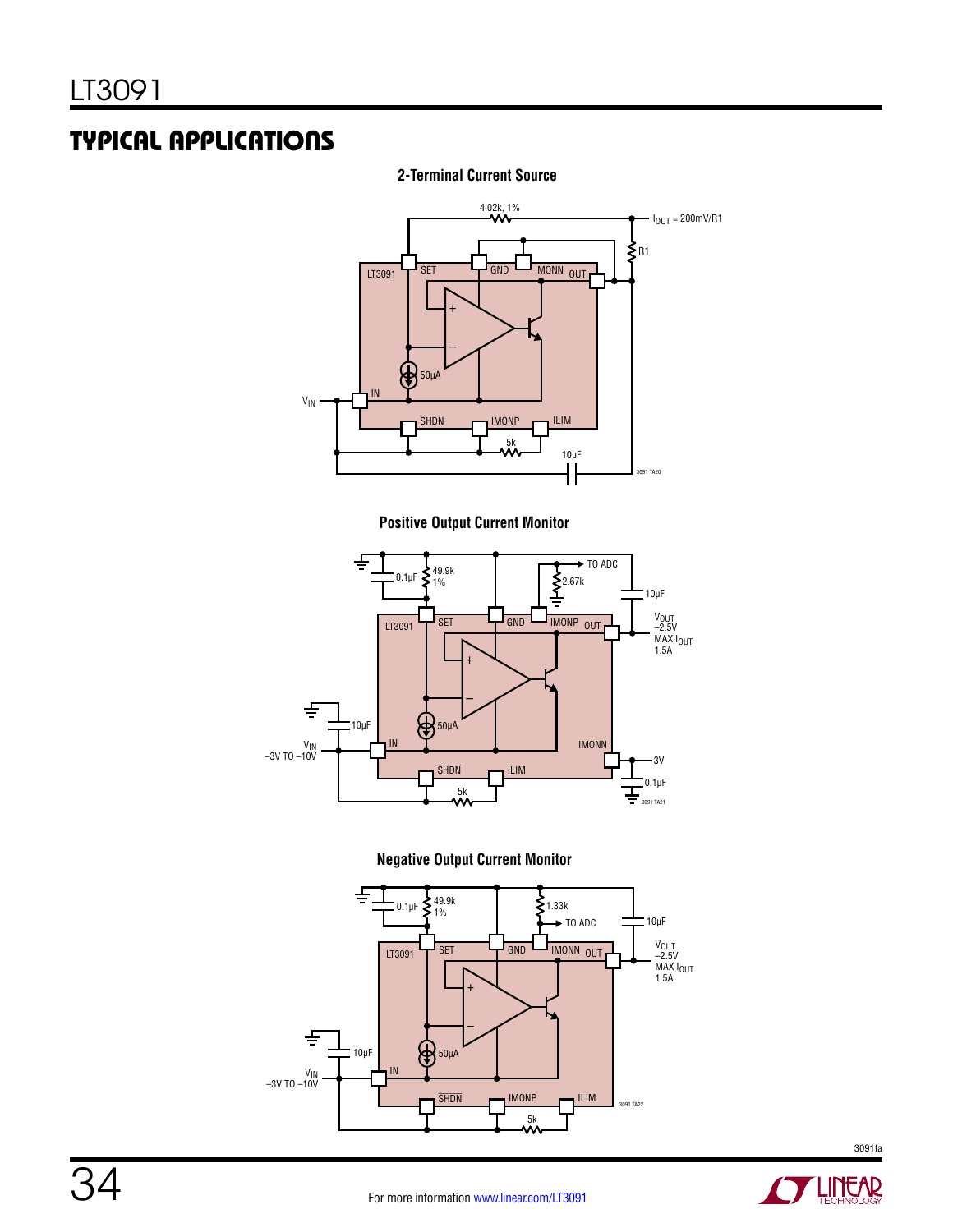## TYPICAL APPLICATIONS

**2-Terminal Current Source**

4.02k, 1%

$I_{OUT}$ = 200mV/R1

R1

LT3091

SET

GND

IMONN

OUT

+

–

50µA

$V_{IN}$

IN

SHDN

IMONP

ILIM

5k

10µF

3091 TA20

**Positive Output Current Monitor**

0.1µF

49.9k 1%

TO ADC

2.67k

10µF

LT3091

SET

GND

IMONP

OUT

$V_{OUT}$ –2.5V MAX $I_{OUT}$ 1.5A

+

–

10µF

50µA

$V_{IN}$ –3V TO –10V

IN

IMONN

3V

0.1µF

SHDN

ILIM

5k

3091 TA21

**Negative Output Current Monitor**

0.1µF

49.9k 1%

1.33k

TO ADC

10µF

LT3091

SET

GND

IMONN

OUT

$V_{OUT}$ –2.5V MAX $I_{OUT}$ 1.5A

+

–

10µF

50µA

$V_{IN}$ –3V TO –10V

IN

SHDN

IMONP

ILIM

5k

3091 TA22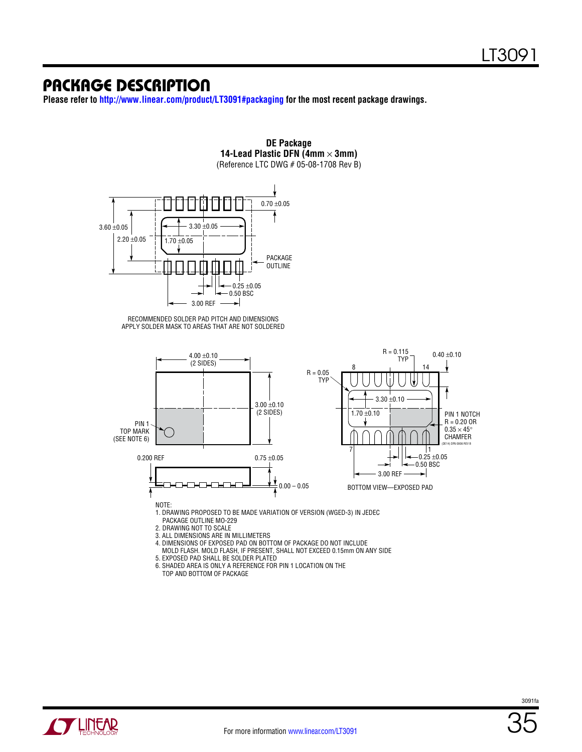# PACKAGE DESCRIPTION

**Please refer to http://www.linear.com/product/LT3091#packaging for the most recent package drawings.**

**DE Package**
**14-Lead Plastic DFN (4mm × 3mm)**
(Reference LTC DWG # 05-08-1708 Rev B)

3.60 ±0.05
2.20 ±0.05
3.30 ±0.05
1.70 ±0.05
0.70 ±0.05
PACKAGE OUTLINE
0.25 ±0.05
0.50 BSC
3.00 REF

RECOMMENDED SOLDER PAD PITCH AND DIMENSIONS
APPLY SOLDER MASK TO AREAS THAT ARE NOT SOLDERED

4.00 ±0.10 (2 SIDES)
3.00 ±0.10 (2 SIDES)
PIN 1 TOP MARK (SEE NOTE 6)
0.200 REF
0.75 ±0.05
0.00 – 0.05

R = 0.115 TYP
0.40 ±0.10
8
14
R = 0.05 TYP
3.30 ±0.10
1.70 ±0.10
PIN 1 NOTCH R = 0.20 OR 0.35 × 45° CHAMFER
(DE14) DFN 0806 REV B
7
1
0.25 ±0.05
0.50 BSC
3.00 REF
BOTTOM VIEW—EXPOSED PAD

NOTE:
1. DRAWING PROPOSED TO BE MADE VARIATION OF VERSION (WGED-3) IN JEDEC PACKAGE OUTLINE MO-229
2. DRAWING NOT TO SCALE
3. ALL DIMENSIONS ARE IN MILLIMETERS
4. DIMENSIONS OF EXPOSED PAD ON BOTTOM OF PACKAGE DO NOT INCLUDE MOLD FLASH. MOLD FLASH, IF PRESENT, SHALL NOT EXCEED 0.15mm ON ANY SIDE
5. EXPOSED PAD SHALL BE SOLDER PLATED
6. SHADED AREA IS ONLY A REFERENCE FOR PIN 1 LOCATION ON THE TOP AND BOTTOM OF PACKAGE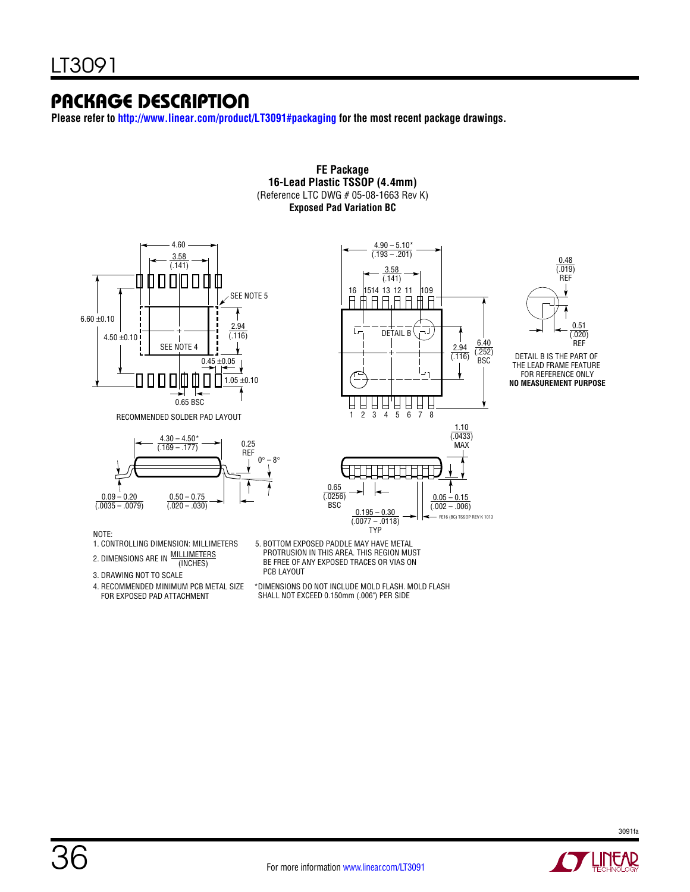## PACKAGE DESCRIPTION

**Please refer to http://www.linear.com/product/LT3091#packaging for the most recent package drawings.**

**FE Package**
**16-Lead Plastic TSSOP (4.4mm)**
(Reference LTC DWG # 05-08-1663 Rev K)
**Exposed Pad Variation BC**

4.60
3.58
(.141)
6.60 ±0.10
4.50 ±0.10
SEE NOTE 5
2.94
(.116)
SEE NOTE 4
0.45 ±0.05
1.05 ±0.10
0.65 BSC

RECOMMENDED SOLDER PAD LAYOUT

4.90 – 5.10*
(.193 – .201)
3.58
(.141)
16 15 14 13 12 11 10 9
DETAIL B
2.94
(.116)
6.40
(.252)
BSC
1 2 3 4 5 6 7 8

0.48
(.019)
REF
0.51
(.020)
REF

DETAIL B IS THE PART OF THE LEAD FRAME FEATURE FOR REFERENCE ONLY **NO MEASUREMENT PURPOSE**

4.30 – 4.50*
(.169 – .177)
0.25
REF
0° – 8°
0.09 – 0.20
(.0035 – .0079)
0.50 – 0.75
(.020 – .030)

1.10
(.0433)
MAX
0.65
(.0256)
BSC
0.195 – 0.30
(.0077 – .0118)
TYP
0.05 – 0.15
(.002 – .006)
FE16 (BC) TSSOP REV K 1013

NOTE:
1. CONTROLLING DIMENSION: MILLIMETERS
2. DIMENSIONS ARE IN MILLIMETERS/(INCHES)
3. DRAWING NOT TO SCALE
4. RECOMMENDED MINIMUM PCB METAL SIZE FOR EXPOSED PAD ATTACHMENT
5. BOTTOM EXPOSED PADDLE MAY HAVE METAL PROTRUSION IN THIS AREA. THIS REGION MUST BE FREE OF ANY EXPOSED TRACES OR VIAS ON PCB LAYOUT

*DIMENSIONS DO NOT INCLUDE MOLD FLASH. MOLD FLASH SHALL NOT EXCEED 0.150mm (.006") PER SIDE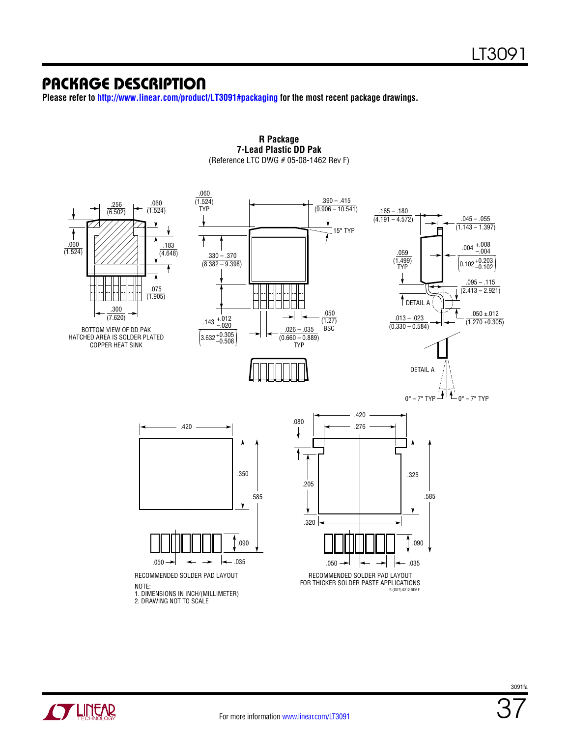## PACKAGE DESCRIPTION

**Please refer to http://www.linear.com/product/LT3091#packaging for the most recent package drawings.**

**R Package**
**7-Lead Plastic DD Pak**
(Reference LTC DWG # 05-08-1462 Rev F)

.256 (6.502)
.060 (1.524)
.060 (1.524)
.183 (4.648)
.075 (1.905)
.300 (7.620)

BOTTOM VIEW OF DD PAK
HATCHED AREA IS SOLDER PLATED
COPPER HEAT SINK

.060 (1.524) TYP
.390 – .415 (9.906 – 10.541)
15° TYP
.330 – .370 (8.382 – 9.398)
.143 +.012 –.020 (3.632 +0.305 –0.508)
.050 (1.27) BSC
.026 – .035 (0.660 – 0.889) TYP

.165 – .180 (4.191 – 4.572)
.045 – .055 (1.143 – 1.397)
.004 +.008 –.004 (0.102 +0.203 –0.102)
.059 (1.499) TYP
.095 – .115 (2.413 – 2.921)
DETAIL A
.013 – .023 (0.330 – 0.584)
.050 ±.012 (1.270 ±0.305)

DETAIL A
0° – 7° TYP
0° – 7° TYP

.420
.350
.585
.090
.050
.035

RECOMMENDED SOLDER PAD LAYOUT

.080
.420
.276
.325
.205
.585
.320
.090
.050
.035

RECOMMENDED SOLDER PAD LAYOUT
FOR THICKER SOLDER PASTE APPLICATIONS

R (DD7) 0212 REV F

NOTE:
1. DIMENSIONS IN INCH/(MILLIMETER)
2. DRAWING NOT TO SCALE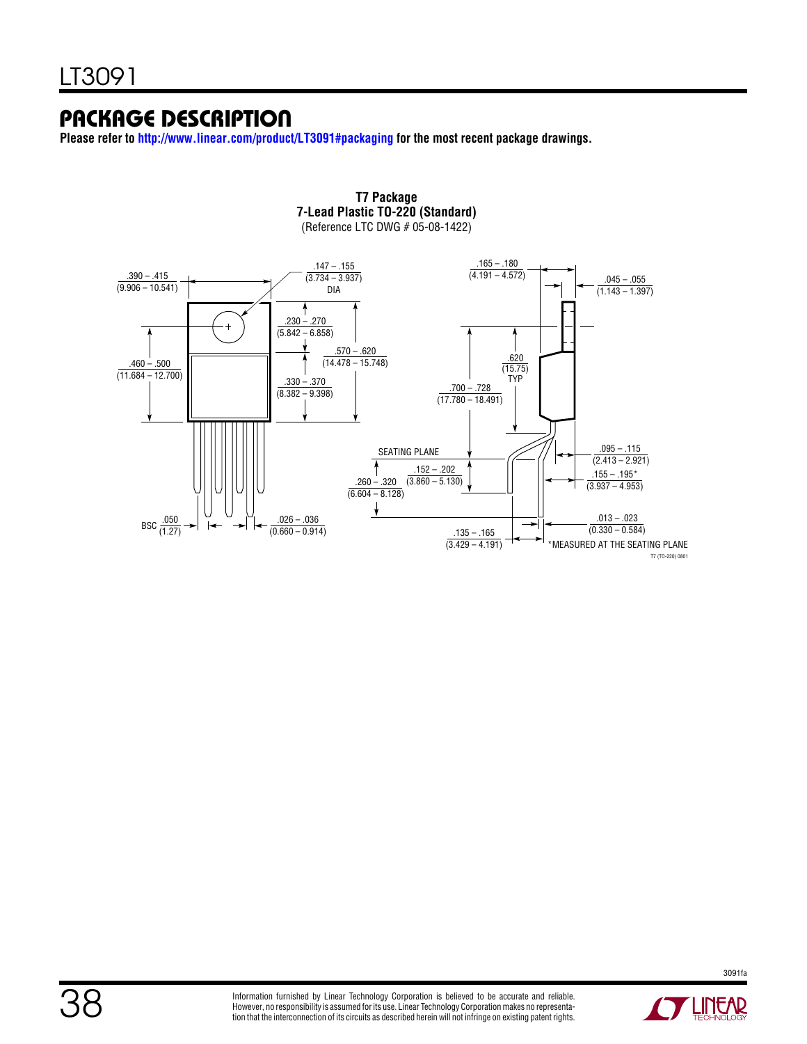# PACKAGE DESCRIPTION

**Please refer to http://www.linear.com/product/LT3091#packaging for the most recent package drawings.**

**T7 Package**
**7-Lead Plastic TO-220 (Standard)**
(Reference LTC DWG # 05-08-1422)

.390 – .415 (9.906 – 10.541)

.147 – .155 (3.734 – 3.937) DIA

.230 – .270 (5.842 – 6.858)

.570 – .620 (14.478 – 15.748)

.460 – .500 (11.684 – 12.700)

.330 – .370 (8.382 – 9.398)

BSC .050 (1.27)

.026 – .036 (0.660 – 0.914)

.165 – .180 (4.191 – 4.572)

.045 – .055 (1.143 – 1.397)

.620 (15.75) TYP

.700 – .728 (17.780 – 18.491)

SEATING PLANE

.152 – .202 (3.860 – 5.130)

.260 – .320 (6.604 – 8.128)

.095 – .115 (2.413 – 2.921)

.155 – .195* (3.937 – 4.953)

.013 – .023 (0.330 – 0.584)

.135 – .165 (3.429 – 4.191)

*MEASURED AT THE SEATING PLANE

T7 (TO-220) 0801

Information furnished by Linear Technology Corporation is believed to be accurate and reliable. However, no responsibility is assumed for its use. Linear Technology Corporation makes no representation that the interconnection of its circuits as described herein will not infringe on existing patent rights.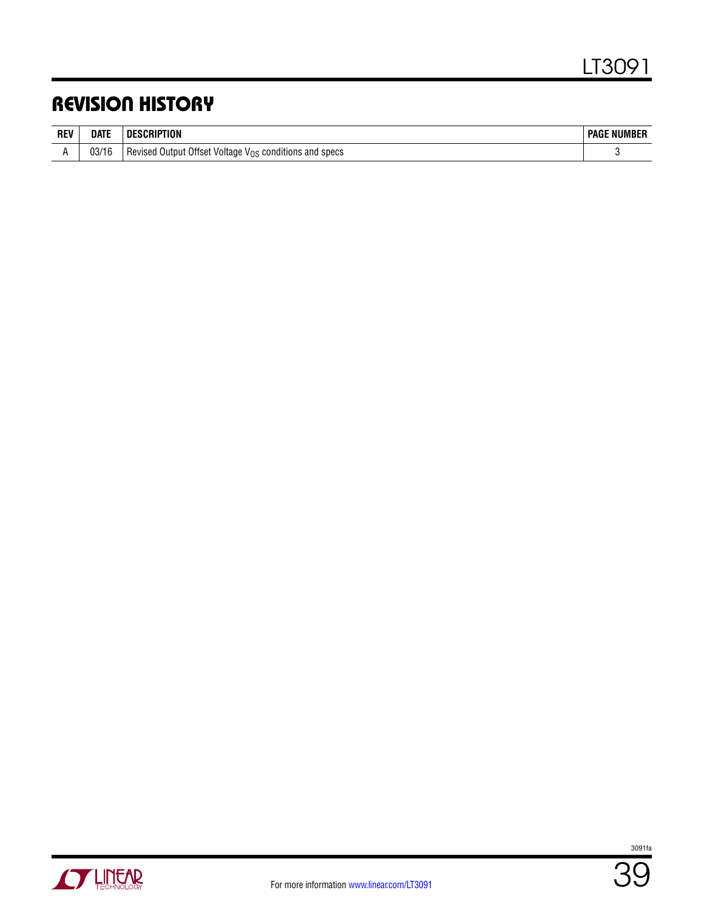## REVISION HISTORY

| REV | DATE | DESCRIPTION | PAGE NUMBER |
|---|---|---|---|
| A | 03/16 | Revised Output Offset Voltage $V_{OS}$ conditions and specs | 3 |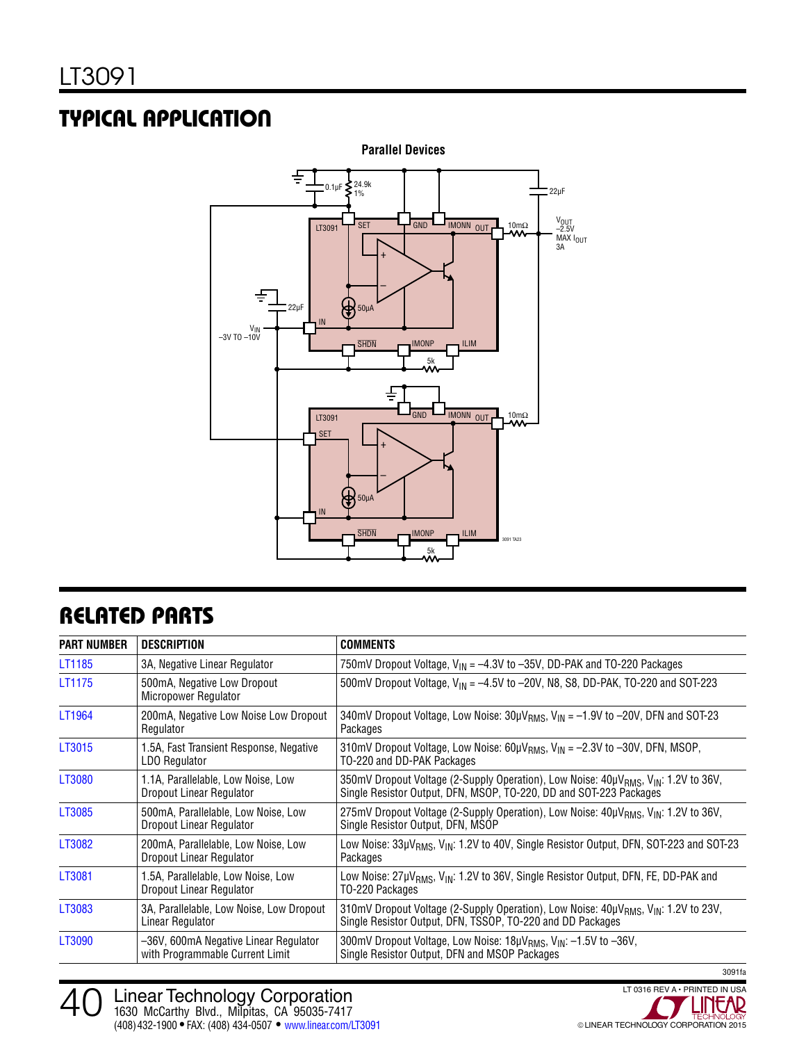## TYPICAL APPLICATION

**Parallel Devices**

0.1µF
24.9k
1%
22µF
LT3091
SET
GND
IMONN
OUT
10mΩ
$V_{OUT}$
–2.5V
MAX $I_{OUT}$
3A
22µF
50µA
IN
$V_{IN}$
–3V TO –10V
$\overline{SHDN}$
IMONP
ILIM
5k
LT3091
GND
IMONN
OUT
10mΩ
SET
50µA
IN
$\overline{SHDN}$
IMONP
ILIM
5k
3091 TA23

## RELATED PARTS

| PART NUMBER | DESCRIPTION | COMMENTS |
|---|---|---|
| LT1185 | 3A, Negative Linear Regulator | 750mV Dropout Voltage, $V_{IN}$ = –4.3V to –35V, DD-PAK and TO-220 Packages |
| LT1175 | 500mA, Negative Low Dropout Micropower Regulator | 500mV Dropout Voltage, $V_{IN}$ = –4.5V to –20V, N8, S8, DD-PAK, TO-220 and SOT-223 |
| LT1964 | 200mA, Negative Low Noise Low Dropout Regulator | 340mV Dropout Voltage, Low Noise: 30µ$V_{RMS}$, $V_{IN}$ = –1.9V to –20V, DFN and SOT-23 Packages |
| LT3015 | 1.5A, Fast Transient Response, Negative LDO Regulator | 310mV Dropout Voltage, Low Noise: 60µ$V_{RMS}$, $V_{IN}$ = –2.3V to –30V, DFN, MSOP, TO-220 and DD-PAK Packages |
| LT3080 | 1.1A, Parallelable, Low Noise, Low Dropout Linear Regulator | 350mV Dropout Voltage (2-Supply Operation), Low Noise: 40µ$V_{RMS}$, $V_{IN}$: 1.2V to 36V, Single Resistor Output, DFN, MSOP, TO-220, DD and SOT-223 Packages |
| LT3085 | 500mA, Parallelable, Low Noise, Low Dropout Linear Regulator | 275mV Dropout Voltage (2-Supply Operation), Low Noise: 40µ$V_{RMS}$, $V_{IN}$: 1.2V to 36V, Single Resistor Output, DFN, MSOP |
| LT3082 | 200mA, Parallelable, Low Noise, Low Dropout Linear Regulator | Low Noise: 33µ$V_{RMS}$, $V_{IN}$: 1.2V to 40V, Single Resistor Output, DFN, SOT-223 and SOT-23 Packages |
| LT3081 | 1.5A, Parallelable, Low Noise, Low Dropout Linear Regulator | Low Noise: 27µ$V_{RMS}$, $V_{IN}$: 1.2V to 36V, Single Resistor Output, DFN, FE, DD-PAK and TO-220 Packages |
| LT3083 | 3A, Parallelable, Low Noise, Low Dropout Linear Regulator | 310mV Dropout Voltage (2-Supply Operation), Low Noise: 40µ$V_{RMS}$, $V_{IN}$: 1.2V to 23V, Single Resistor Output, DFN, TSSOP, TO-220 and DD Packages |
| LT3090 | –36V, 600mA Negative Linear Regulator with Programmable Current Limit | 300mV Dropout Voltage, Low Noise: 18µ$V_{RMS}$, $V_{IN}$: –1.5V to –36V, Single Resistor Output, DFN and MSOP Packages |

Linear Technology Corporation
1630 McCarthy Blvd., Milpitas, CA 95035-7417
(408) 432-1900 • FAX: (408) 434-0507 • www.linear.com/LT3091

LT 0316 REV A • PRINTED IN USA
© LINEAR TECHNOLOGY CORPORATION 2015